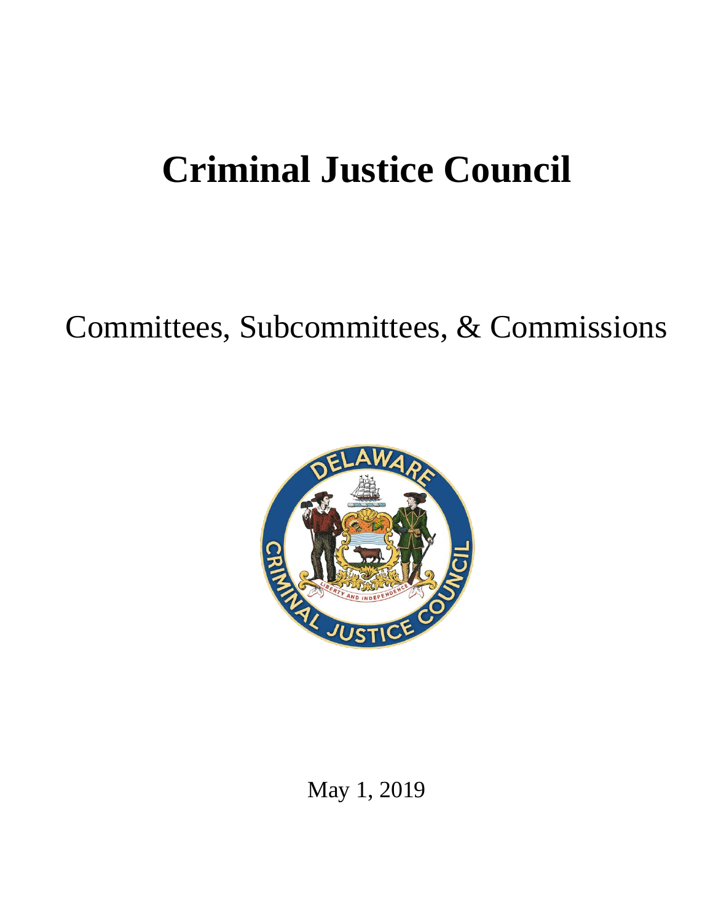# Criminal Justice Council

## Committees, Subcommittees, & Commissions

May 1, 2019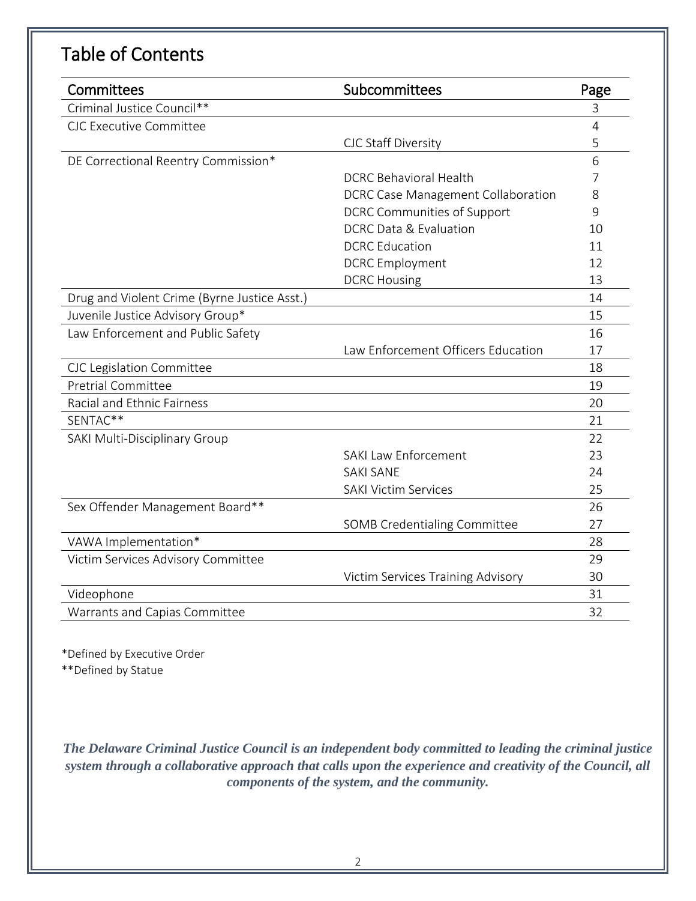# Table of Contents

| Committees | Subcommittees | Page |
|---|---|---|
| Criminal Justice Council** | | 3 |
| CJC Executive Committee | | 4 |
| | CJC Staff Diversity | 5 |
| DE Correctional Reentry Commission* | | 6 |
| | DCRC Behavioral Health | 7 |
| | DCRC Case Management Collaboration | 8 |
| | DCRC Communities of Support | 9 |
| | DCRC Data & Evaluation | 10 |
| | DCRC Education | 11 |
| | DCRC Employment | 12 |
| | DCRC Housing | 13 |
| Drug and Violent Crime (Byrne Justice Asst.) | | 14 |
| Juvenile Justice Advisory Group* | | 15 |
| Law Enforcement and Public Safety | | 16 |
| | Law Enforcement Officers Education | 17 |
| CJC Legislation Committee | | 18 |
| Pretrial Committee | | 19 |
| Racial and Ethnic Fairness | | 20 |
| SENTAC** | | 21 |
| SAKI Multi-Disciplinary Group | | 22 |
| | SAKI Law Enforcement | 23 |
| | SAKI SANE | 24 |
| | SAKI Victim Services | 25 |
| Sex Offender Management Board** | | 26 |
| | SOMB Credentialing Committee | 27 |
| VAWA Implementation* | | 28 |
| Victim Services Advisory Committee | | 29 |
| | Victim Services Training Advisory | 30 |
| Videophone | | 31 |
| Warrants and Capias Committee | | 32 |

*Defined by Executive Order
**Defined by Statue

***The Delaware Criminal Justice Council is an independent body committed to leading the criminal justice system through a collaborative approach that calls upon the experience and creativity of the Council, all components of the system, and the community.***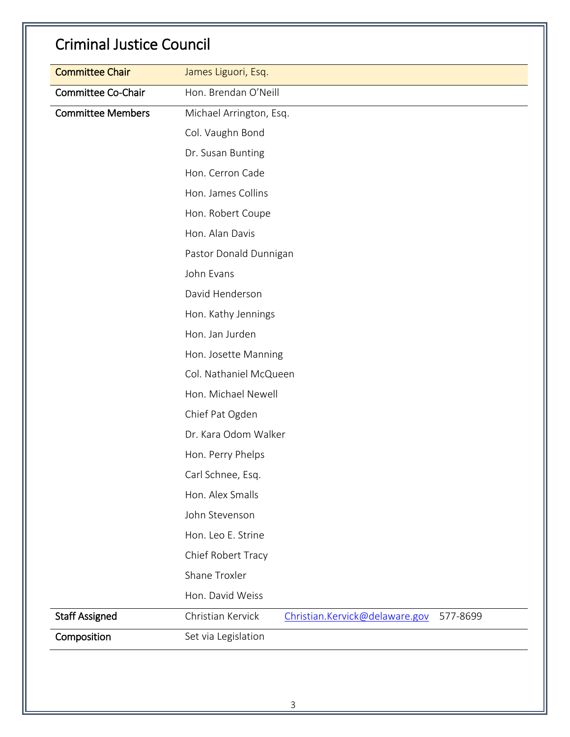## Criminal Justice Council

| | |
|---|---|
| Committee Chair | James Liguori, Esq. |
| Committee Co-Chair | Hon. Brendan O'Neill |
| Committee Members | Michael Arrington, Esq. |
| | Col. Vaughn Bond |
| | Dr. Susan Bunting |
| | Hon. Cerron Cade |
| | Hon. James Collins |
| | Hon. Robert Coupe |
| | Hon. Alan Davis |
| | Pastor Donald Dunnigan |
| | John Evans |
| | David Henderson |
| | Hon. Kathy Jennings |
| | Hon. Jan Jurden |
| | Hon. Josette Manning |
| | Col. Nathaniel McQueen |
| | Hon. Michael Newell |
| | Chief Pat Ogden |
| | Dr. Kara Odom Walker |
| | Hon. Perry Phelps |
| | Carl Schnee, Esq. |
| | Hon. Alex Smalls |
| | John Stevenson |
| | Hon. Leo E. Strine |
| | Chief Robert Tracy |
| | Shane Troxler |
| | Hon. David Weiss |
| Staff Assigned | Christian Kervick    Christian.Kervick@delaware.gov    577-8699 |
| Composition | Set via Legislation |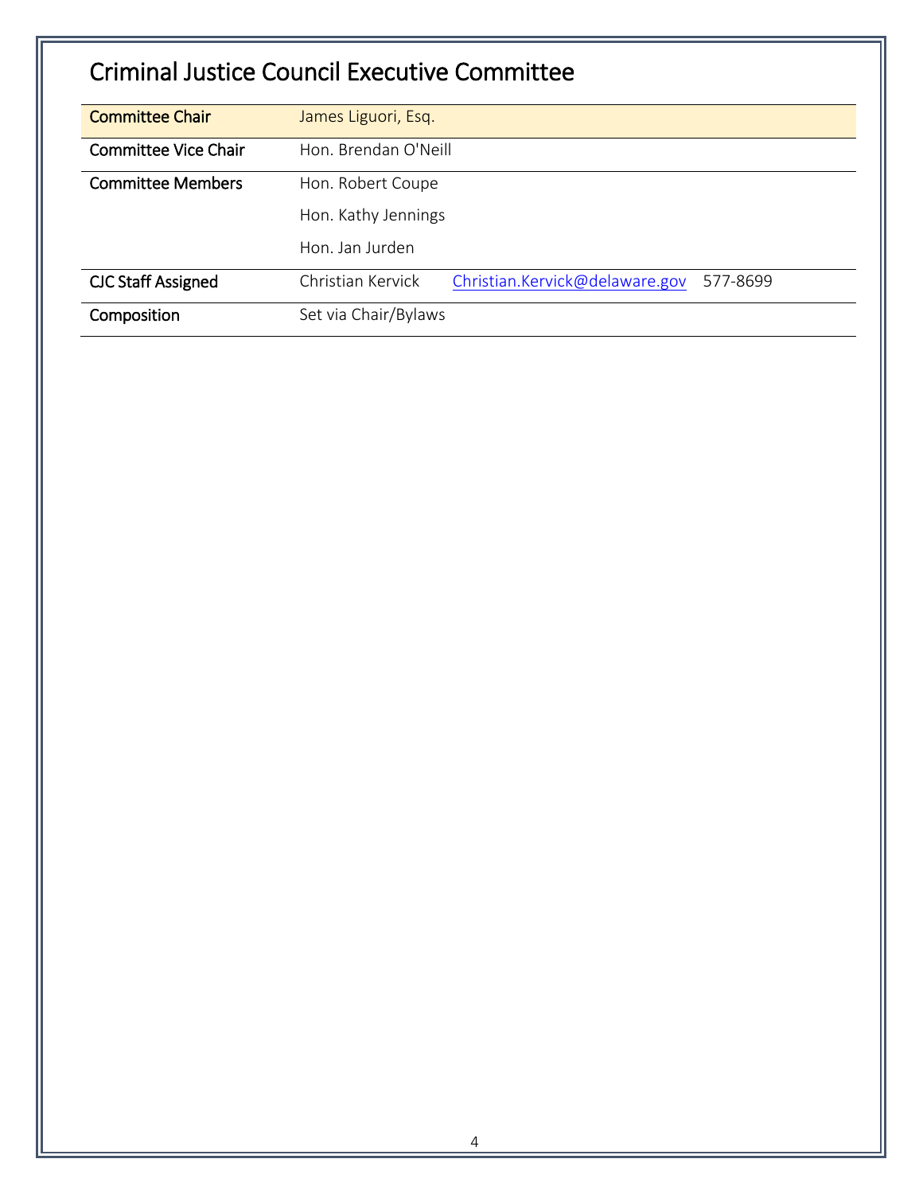# Criminal Justice Council Executive Committee

| | | | |
|---|---|---|---|
| Committee Chair | James Liguori, Esq. | | |
| Committee Vice Chair | Hon. Brendan O'Neill | | |
| Committee Members | Hon. Robert Coupe | | |
| | Hon. Kathy Jennings | | |
| | Hon. Jan Jurden | | |
| CJC Staff Assigned | Christian Kervick | Christian.Kervick@delaware.gov | 577-8699 |
| Composition | Set via Chair/Bylaws | | |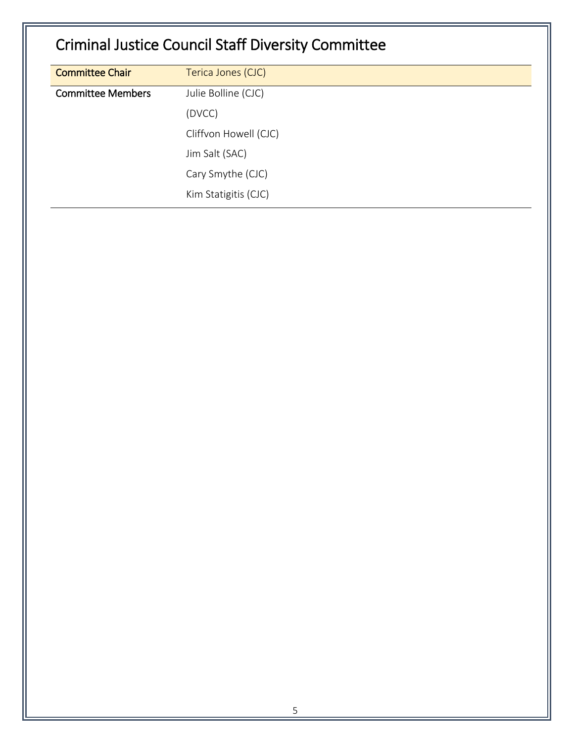# Criminal Justice Council Staff Diversity Committee

| | |
|---|---|
| **Committee Chair** | Terica Jones (CJC) |
| **Committee Members** | Julie Bolline (CJC) |
| | (DVCC) |
| | Cliffvon Howell (CJC) |
| | Jim Salt (SAC) |
| | Cary Smythe (CJC) |
| | Kim Statigitis (CJC) |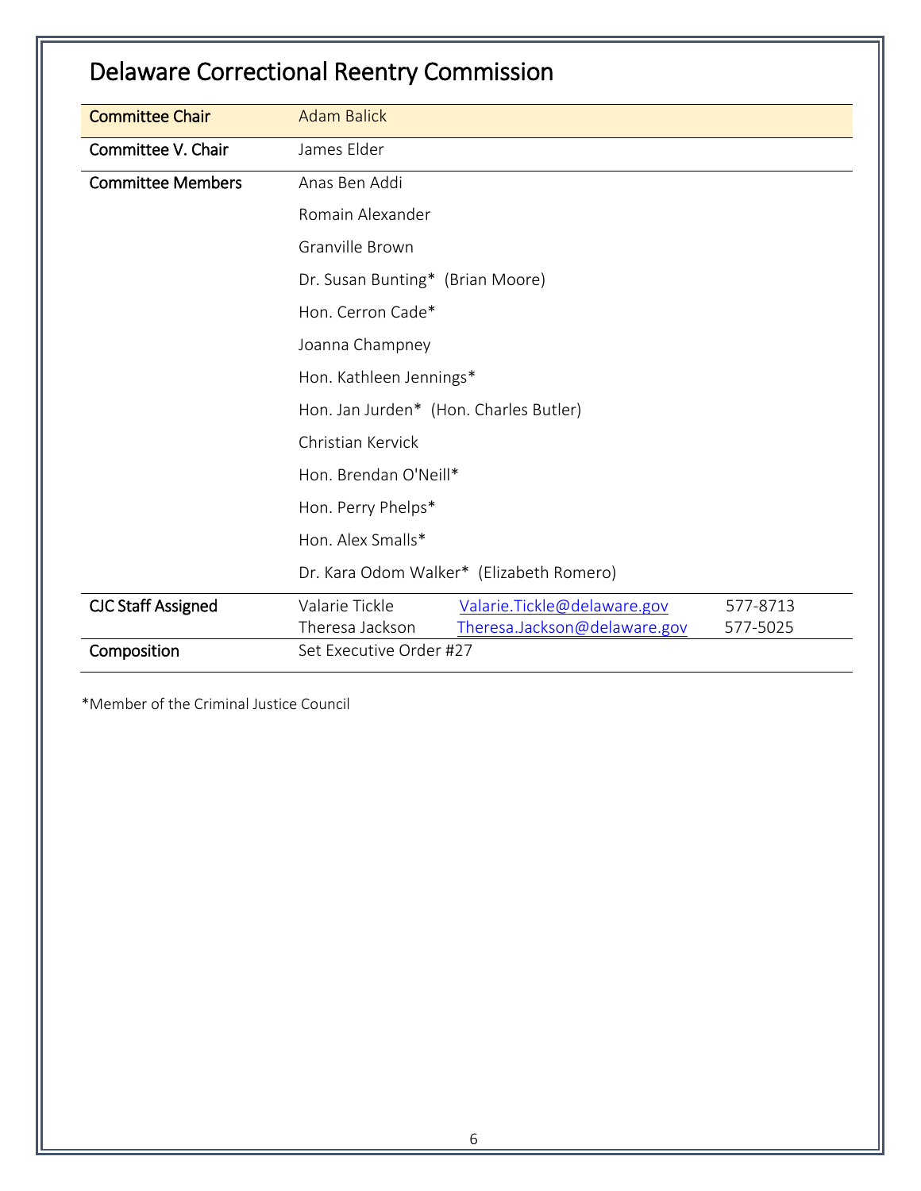# Delaware Correctional Reentry Commission

| | | | |
|---|---|---|---|
| Committee Chair | Adam Balick | | |
| Committee V. Chair | James Elder | | |
| Committee Members | Anas Ben Addi | | |
| | Romain Alexander | | |
| | Granville Brown | | |
| | Dr. Susan Bunting* (Brian Moore) | | |
| | Hon. Cerron Cade* | | |
| | Joanna Champney | | |
| | Hon. Kathleen Jennings* | | |
| | Hon. Jan Jurden* (Hon. Charles Butler) | | |
| | Christian Kervick | | |
| | Hon. Brendan O'Neill* | | |
| | Hon. Perry Phelps* | | |
| | Hon. Alex Smalls* | | |
| | Dr. Kara Odom Walker* (Elizabeth Romero) | | |
| CJC Staff Assigned | Valarie Tickle | Valarie.Tickle@delaware.gov | 577-8713 |
| | Theresa Jackson | Theresa.Jackson@delaware.gov | 577-5025 |
| Composition | Set Executive Order #27 | | |

*Member of the Criminal Justice Council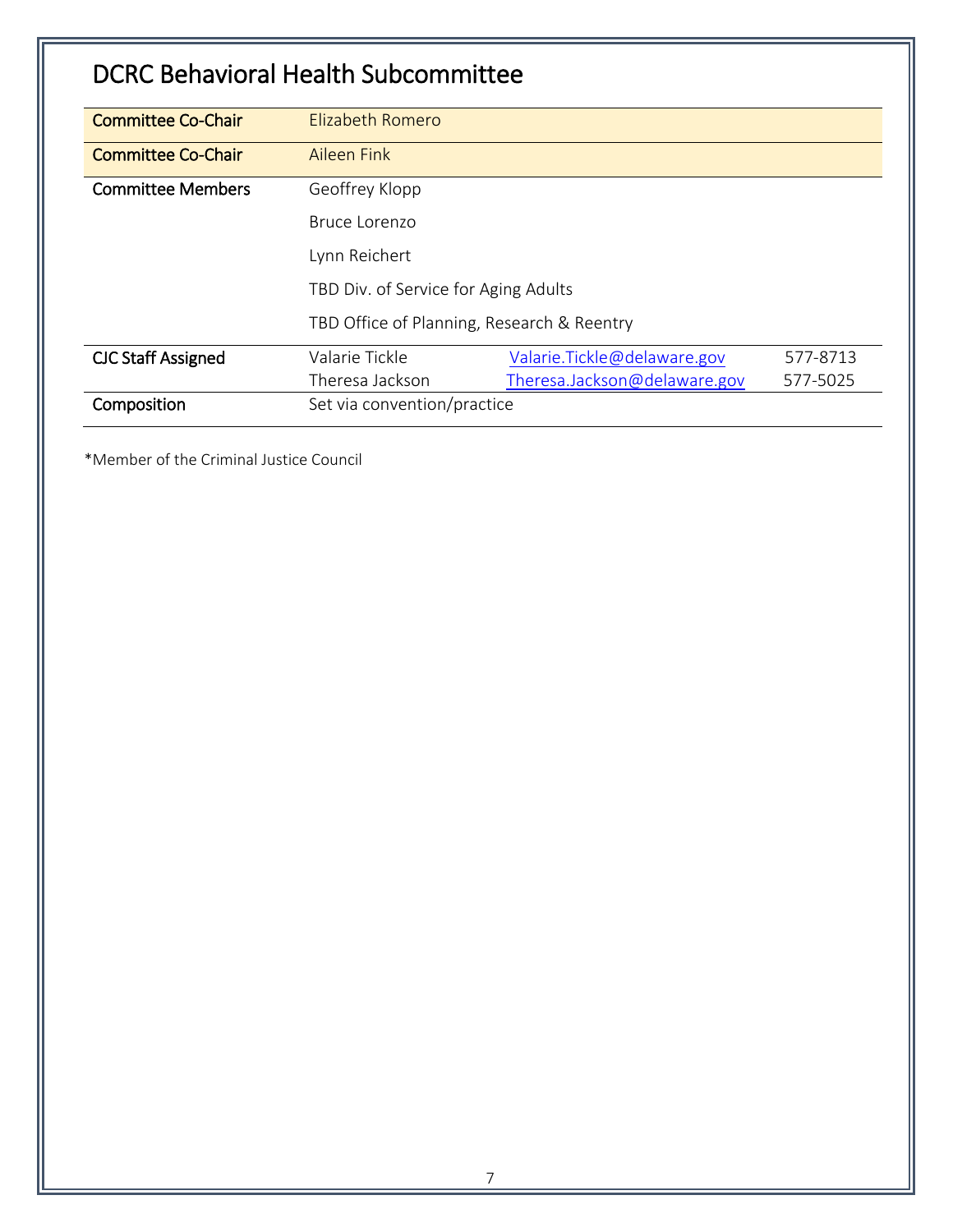# DCRC Behavioral Health Subcommittee

| | | | |
|---|---|---|---|
| Committee Co-Chair | Elizabeth Romero | | |
| Committee Co-Chair | Aileen Fink | | |
| Committee Members | Geoffrey Klopp | | |
| | Bruce Lorenzo | | |
| | Lynn Reichert | | |
| | TBD Div. of Service for Aging Adults | | |
| | TBD Office of Planning, Research & Reentry | | |
| CJC Staff Assigned | Valarie Tickle | Valarie.Tickle@delaware.gov | 577-8713 |
| | Theresa Jackson | Theresa.Jackson@delaware.gov | 577-5025 |
| Composition | Set via convention/practice | | |

*Member of the Criminal Justice Council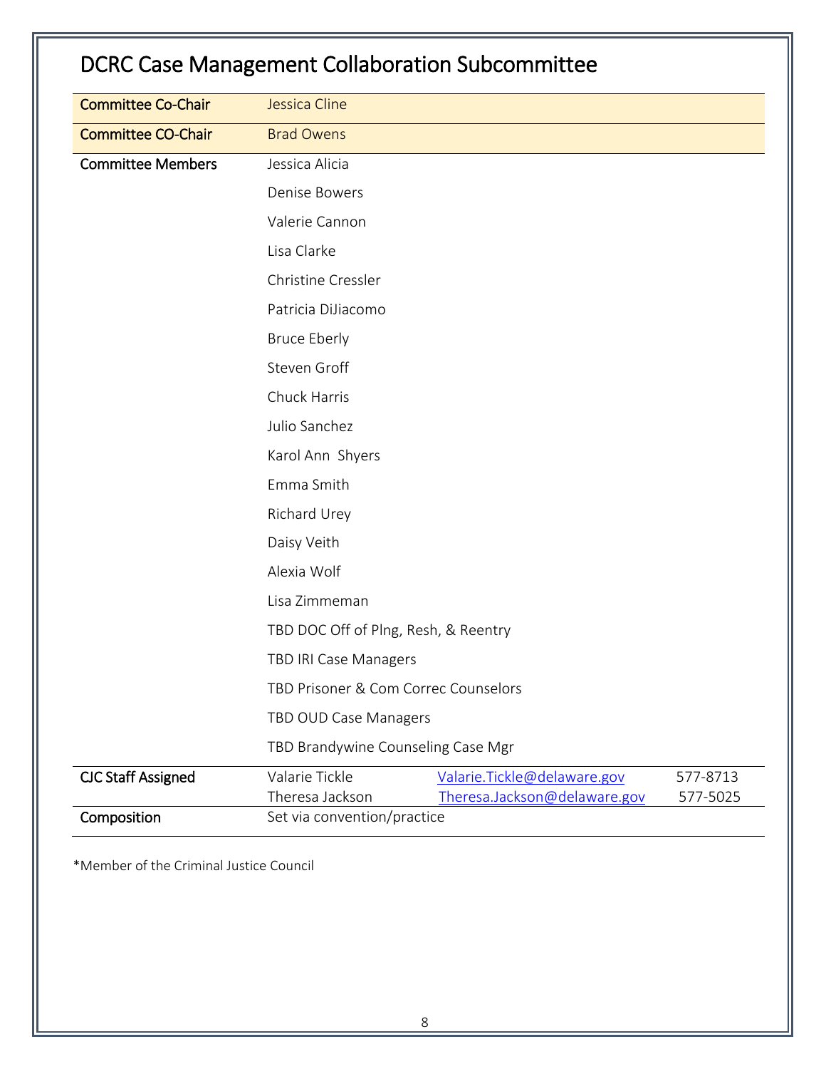# DCRC Case Management Collaboration Subcommittee

| | | | |
|---|---|---|---|
| Committee Co-Chair | Jessica Cline | | |
| Committee CO-Chair | Brad Owens | | |
| Committee Members | Jessica Alicia | | |
| | Denise Bowers | | |
| | Valerie Cannon | | |
| | Lisa Clarke | | |
| | Christine Cressler | | |
| | Patricia DiJiacomo | | |
| | Bruce Eberly | | |
| | Steven Groff | | |
| | Chuck Harris | | |
| | Julio Sanchez | | |
| | Karol Ann Shyers | | |
| | Emma Smith | | |
| | Richard Urey | | |
| | Daisy Veith | | |
| | Alexia Wolf | | |
| | Lisa Zimmeman | | |
| | TBD DOC Off of Plng, Resh, & Reentry | | |
| | TBD IRI Case Managers | | |
| | TBD Prisoner & Com Correc Counselors | | |
| | TBD OUD Case Managers | | |
| | TBD Brandywine Counseling Case Mgr | | |
| CJC Staff Assigned | Valarie Tickle | Valarie.Tickle@delaware.gov | 577-8713 |
| | Theresa Jackson | Theresa.Jackson@delaware.gov | 577-5025 |
| Composition | Set via convention/practice | | |

*Member of the Criminal Justice Council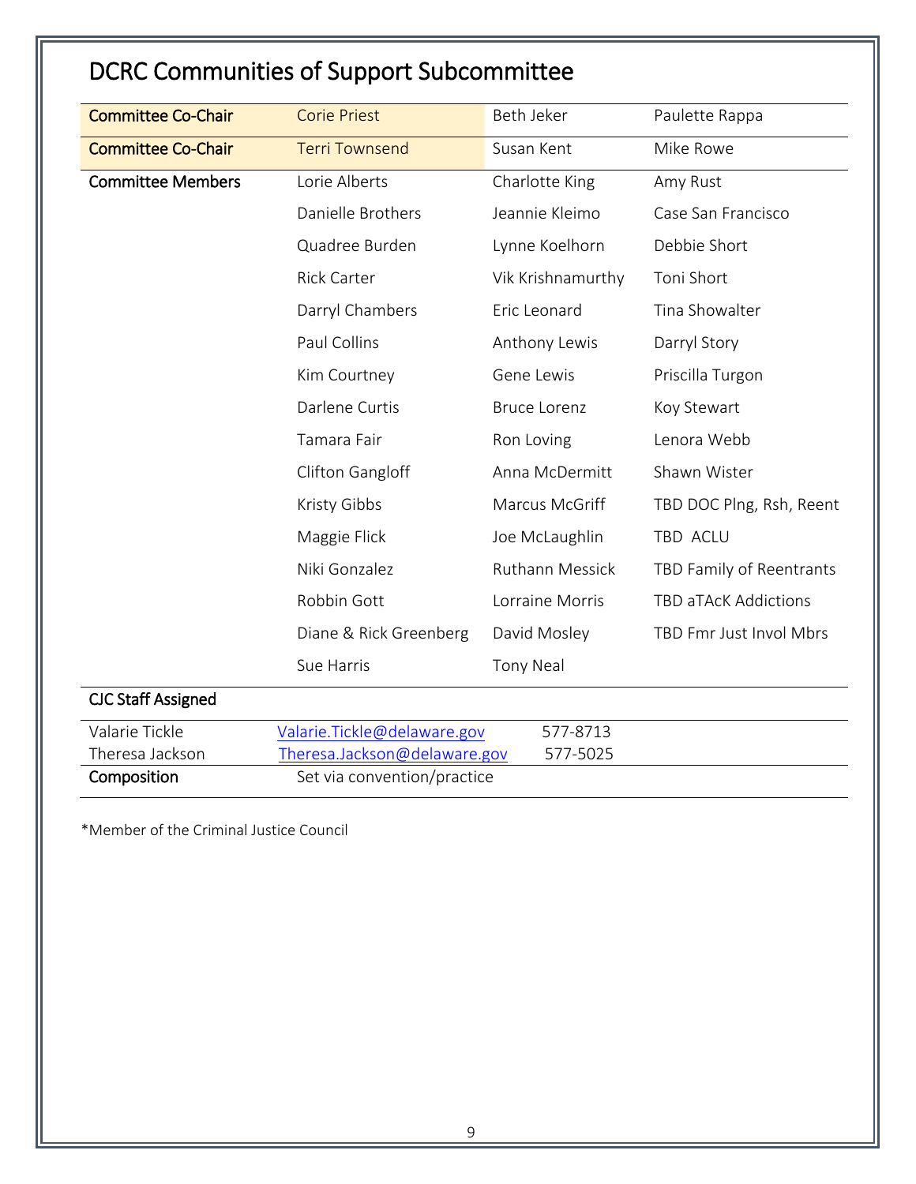# DCRC Communities of Support Subcommittee

| | | | |
|---|---|---|---|
| Committee Co-Chair | Corie Priest | Beth Jeker | Paulette Rappa |
| Committee Co-Chair | Terri Townsend | Susan Kent | Mike Rowe |
| Committee Members | Lorie Alberts | Charlotte King | Amy Rust |
| | Danielle Brothers | Jeannie Kleimo | Case San Francisco |
| | Quadree Burden | Lynne Koelhorn | Debbie Short |
| | Rick Carter | Vik Krishnamurthy | Toni Short |
| | Darryl Chambers | Eric Leonard | Tina Showalter |
| | Paul Collins | Anthony Lewis | Darryl Story |
| | Kim Courtney | Gene Lewis | Priscilla Turgon |
| | Darlene Curtis | Bruce Lorenz | Koy Stewart |
| | Tamara Fair | Ron Loving | Lenora Webb |
| | Clifton Gangloff | Anna McDermitt | Shawn Wister |
| | Kristy Gibbs | Marcus McGriff | TBD DOC Plng, Rsh, Reent |
| | Maggie Flick | Joe McLaughlin | TBD ACLU |
| | Niki Gonzalez | Ruthann Messick | TBD Family of Reentrants |
| | Robbin Gott | Lorraine Morris | TBD aTAcK Addictions |
| | Diane & Rick Greenberg | David Mosley | TBD Fmr Just Invol Mbrs |
| | Sue Harris | Tony Neal | |

**CJC Staff Assigned**

| | | |
|---|---|---|
| Valarie Tickle | Valarie.Tickle@delaware.gov | 577-8713 |
| Theresa Jackson | Theresa.Jackson@delaware.gov | 577-5025 |

| | |
|---|---|
| Composition | Set via convention/practice |

*Member of the Criminal Justice Council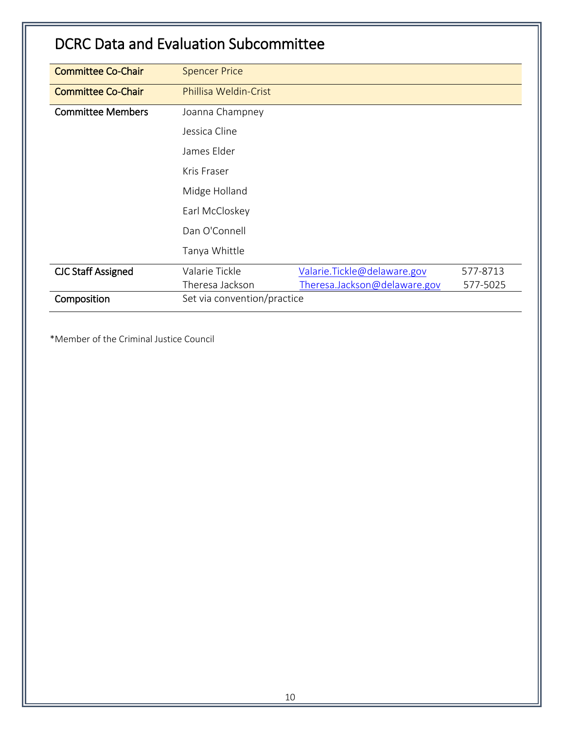# DCRC Data and Evaluation Subcommittee

| | | | |
|---|---|---|---|
| Committee Co-Chair | Spencer Price | | |
| Committee Co-Chair | Phillisa Weldin-Crist | | |
| Committee Members | Joanna Champney | | |
| | Jessica Cline | | |
| | James Elder | | |
| | Kris Fraser | | |
| | Midge Holland | | |
| | Earl McCloskey | | |
| | Dan O'Connell | | |
| | Tanya Whittle | | |
| CJC Staff Assigned | Valarie Tickle | Valarie.Tickle@delaware.gov | 577-8713 |
| | Theresa Jackson | Theresa.Jackson@delaware.gov | 577-5025 |
| Composition | Set via convention/practice | | |

*Member of the Criminal Justice Council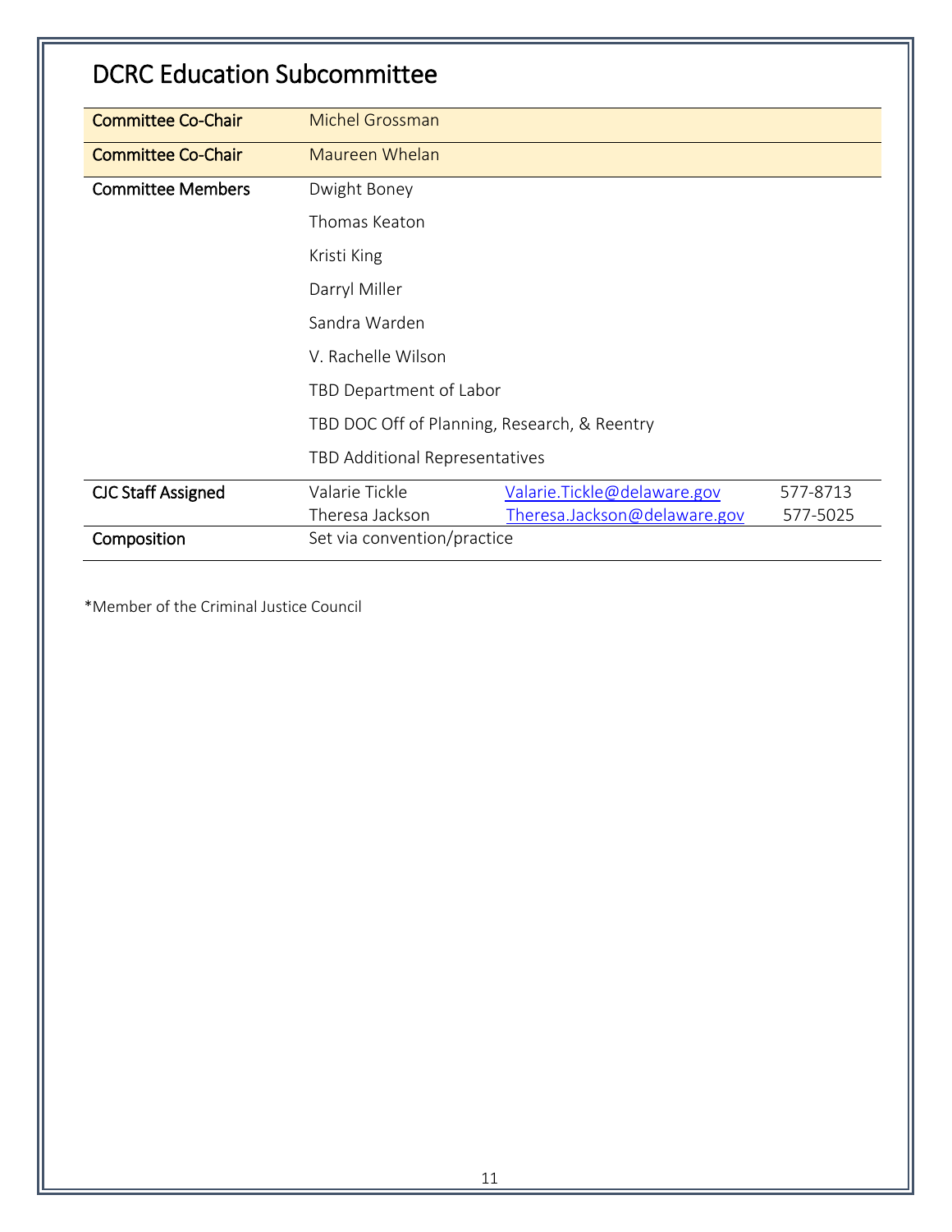## DCRC Education Subcommittee

| | | | |
|---|---|---|---|
| Committee Co-Chair | Michel Grossman | | |
| Committee Co-Chair | Maureen Whelan | | |
| Committee Members | Dwight Boney | | |
| | Thomas Keaton | | |
| | Kristi King | | |
| | Darryl Miller | | |
| | Sandra Warden | | |
| | V. Rachelle Wilson | | |
| | TBD Department of Labor | | |
| | TBD DOC Off of Planning, Research, & Reentry | | |
| | TBD Additional Representatives | | |
| CJC Staff Assigned | Valarie Tickle | Valarie.Tickle@delaware.gov | 577-8713 |
| | Theresa Jackson | Theresa.Jackson@delaware.gov | 577-5025 |
| Composition | Set via convention/practice | | |

*Member of the Criminal Justice Council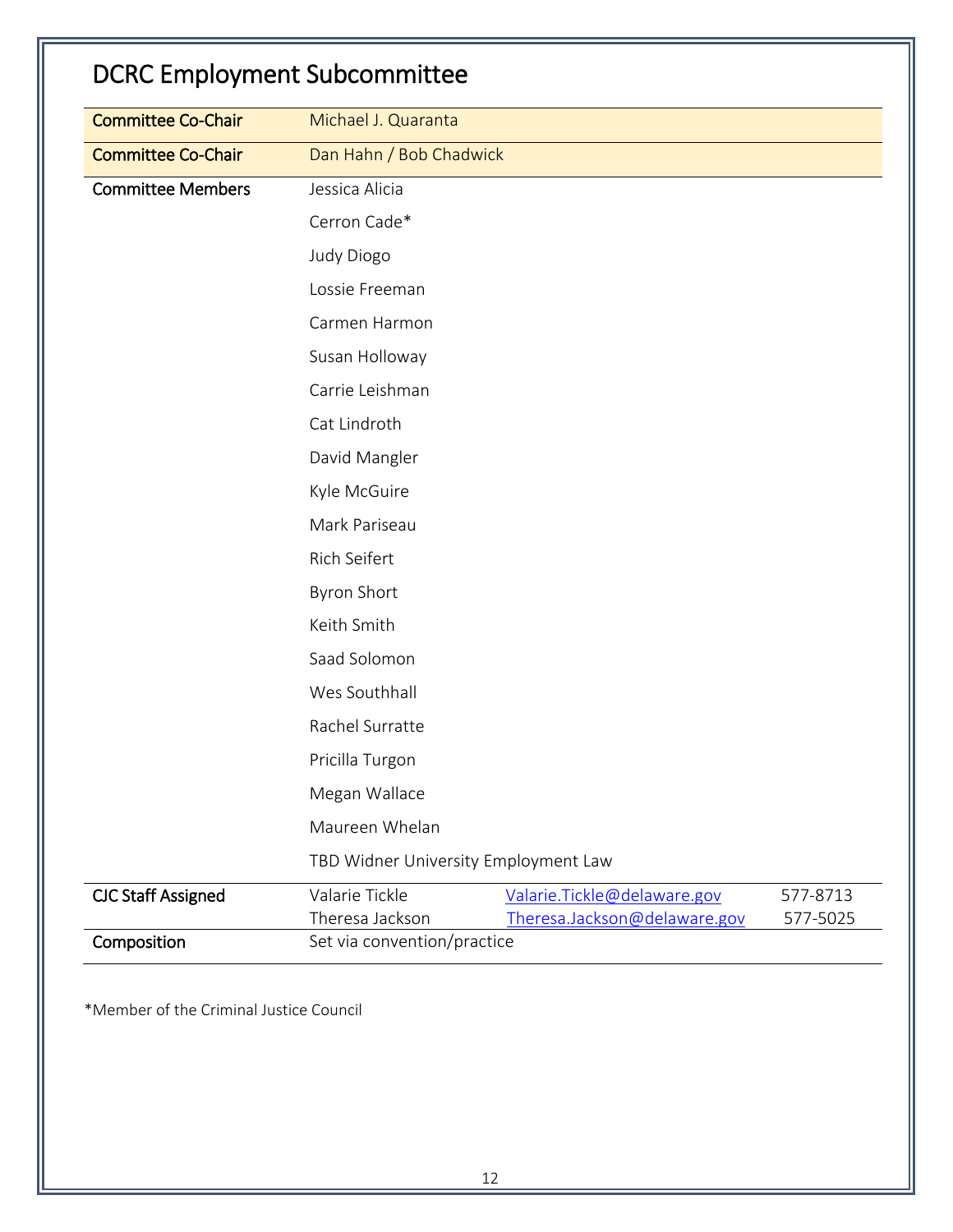# DCRC Employment Subcommittee

| | | | |
|---|---|---|---|
| Committee Co-Chair | Michael J. Quaranta | | |
| Committee Co-Chair | Dan Hahn / Bob Chadwick | | |
| Committee Members | Jessica Alicia | | |
| | Cerron Cade* | | |
| | Judy Diogo | | |
| | Lossie Freeman | | |
| | Carmen Harmon | | |
| | Susan Holloway | | |
| | Carrie Leishman | | |
| | Cat Lindroth | | |
| | David Mangler | | |
| | Kyle McGuire | | |
| | Mark Pariseau | | |
| | Rich Seifert | | |
| | Byron Short | | |
| | Keith Smith | | |
| | Saad Solomon | | |
| | Wes Southhall | | |
| | Rachel Surratte | | |
| | Pricilla Turgon | | |
| | Megan Wallace | | |
| | Maureen Whelan | | |
| | TBD Widner University Employment Law | | |
| CJC Staff Assigned | Valarie Tickle | Valarie.Tickle@delaware.gov | 577-8713 |
| | Theresa Jackson | Theresa.Jackson@delaware.gov | 577-5025 |
| Composition | Set via convention/practice | | |

*Member of the Criminal Justice Council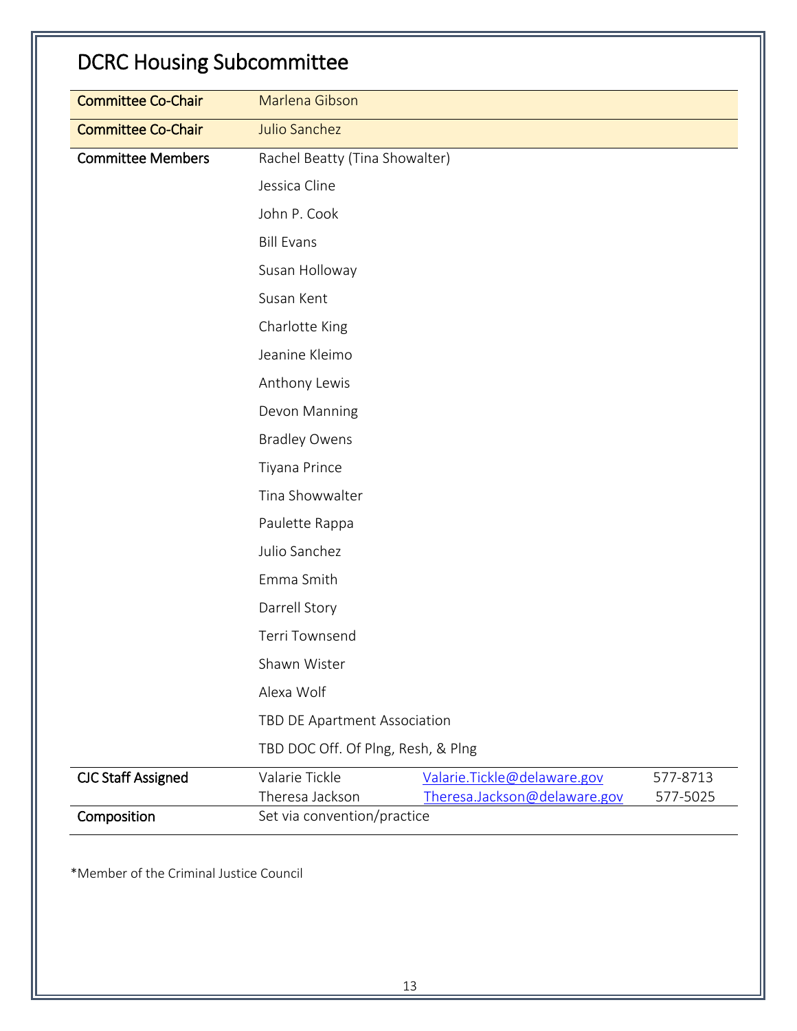# DCRC Housing Subcommittee

| | | | |
|---|---|---|---|
| Committee Co-Chair | Marlena Gibson | | |
| Committee Co-Chair | Julio Sanchez | | |
| Committee Members | Rachel Beatty (Tina Showalter) | | |
| | Jessica Cline | | |
| | John P. Cook | | |
| | Bill Evans | | |
| | Susan Holloway | | |
| | Susan Kent | | |
| | Charlotte King | | |
| | Jeanine Kleimo | | |
| | Anthony Lewis | | |
| | Devon Manning | | |
| | Bradley Owens | | |
| | Tiyana Prince | | |
| | Tina Showwalter | | |
| | Paulette Rappa | | |
| | Julio Sanchez | | |
| | Emma Smith | | |
| | Darrell Story | | |
| | Terri Townsend | | |
| | Shawn Wister | | |
| | Alexa Wolf | | |
| | TBD DE Apartment Association | | |
| | TBD DOC Off. Of Plng, Resh, & Plng | | |
| CJC Staff Assigned | Valarie Tickle | Valarie.Tickle@delaware.gov | 577-8713 |
| | Theresa Jackson | Theresa.Jackson@delaware.gov | 577-5025 |
| Composition | Set via convention/practice | | |

*Member of the Criminal Justice Council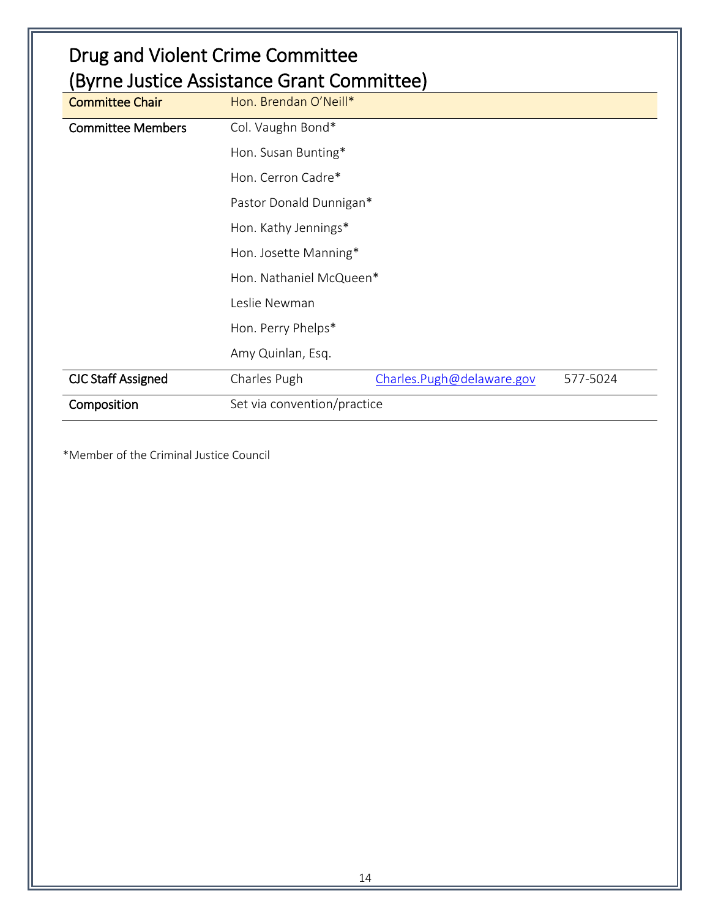# Drug and Violent Crime Committee (Byrne Justice Assistance Grant Committee)

| | | | |
|---|---|---|---|
| Committee Chair | Hon. Brendan O'Neill* | | |
| Committee Members | Col. Vaughn Bond* | | |
| | Hon. Susan Bunting* | | |
| | Hon. Cerron Cadre* | | |
| | Pastor Donald Dunnigan* | | |
| | Hon. Kathy Jennings* | | |
| | Hon. Josette Manning* | | |
| | Hon. Nathaniel McQueen* | | |
| | Leslie Newman | | |
| | Hon. Perry Phelps* | | |
| | Amy Quinlan, Esq. | | |
| CJC Staff Assigned | Charles Pugh | Charles.Pugh@delaware.gov | 577-5024 |
| Composition | Set via convention/practice | | |

*Member of the Criminal Justice Council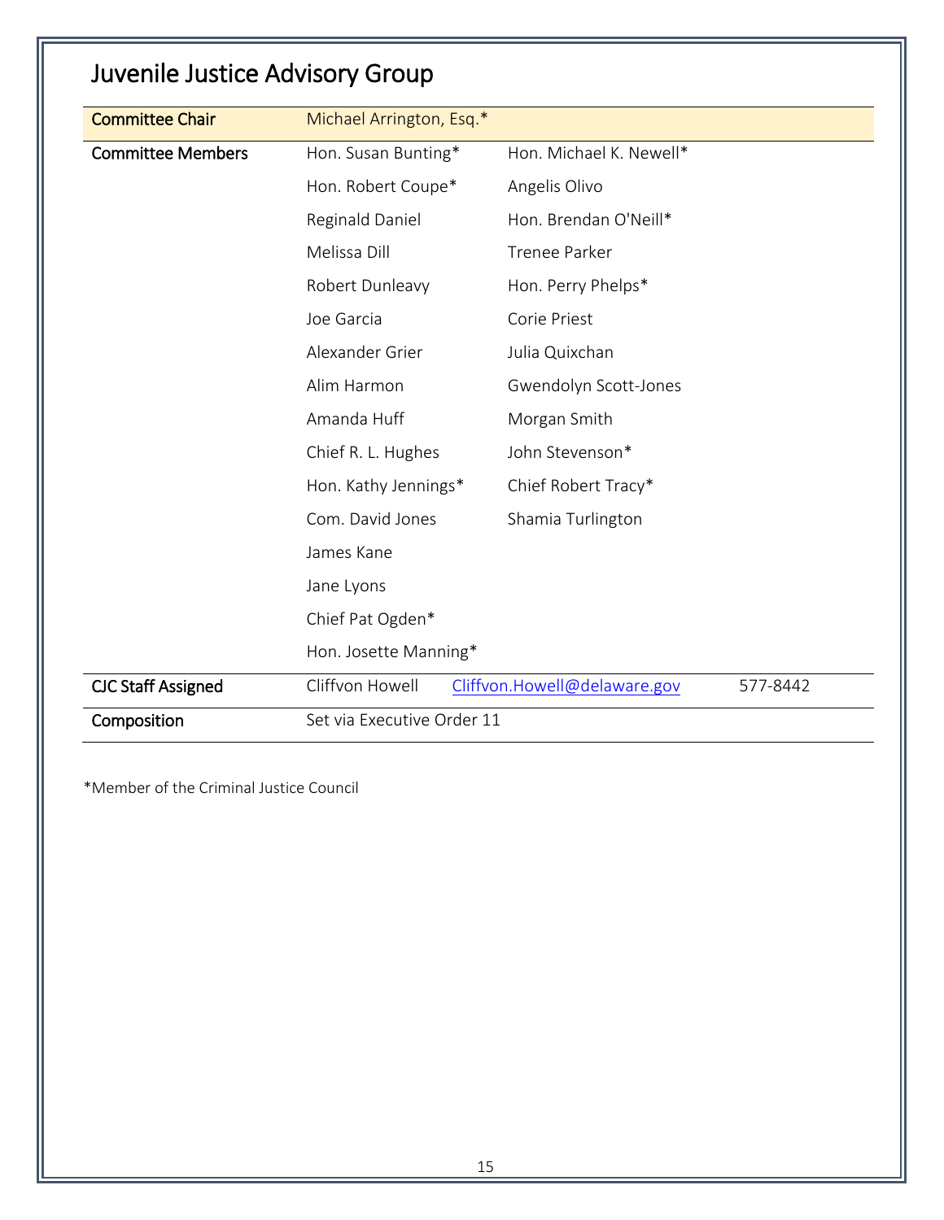# Juvenile Justice Advisory Group

| | | | |
|---|---|---|---|
| Committee Chair | Michael Arrington, Esq.* | | |
| Committee Members | Hon. Susan Bunting* | Hon. Michael K. Newell* | |
| | Hon. Robert Coupe* | Angelis Olivo | |
| | Reginald Daniel | Hon. Brendan O'Neill* | |
| | Melissa Dill | Trenee Parker | |
| | Robert Dunleavy | Hon. Perry Phelps* | |
| | Joe Garcia | Corie Priest | |
| | Alexander Grier | Julia Quixchan | |
| | Alim Harmon | Gwendolyn Scott-Jones | |
| | Amanda Huff | Morgan Smith | |
| | Chief R. L. Hughes | John Stevenson* | |
| | Hon. Kathy Jennings* | Chief Robert Tracy* | |
| | Com. David Jones | Shamia Turlington | |
| | James Kane | | |
| | Jane Lyons | | |
| | Chief Pat Ogden* | | |
| | Hon. Josette Manning* | | |
| CJC Staff Assigned | Cliffvon Howell | Cliffvon.Howell@delaware.gov | 577-8442 |
| Composition | Set via Executive Order 11 | | |

*Member of the Criminal Justice Council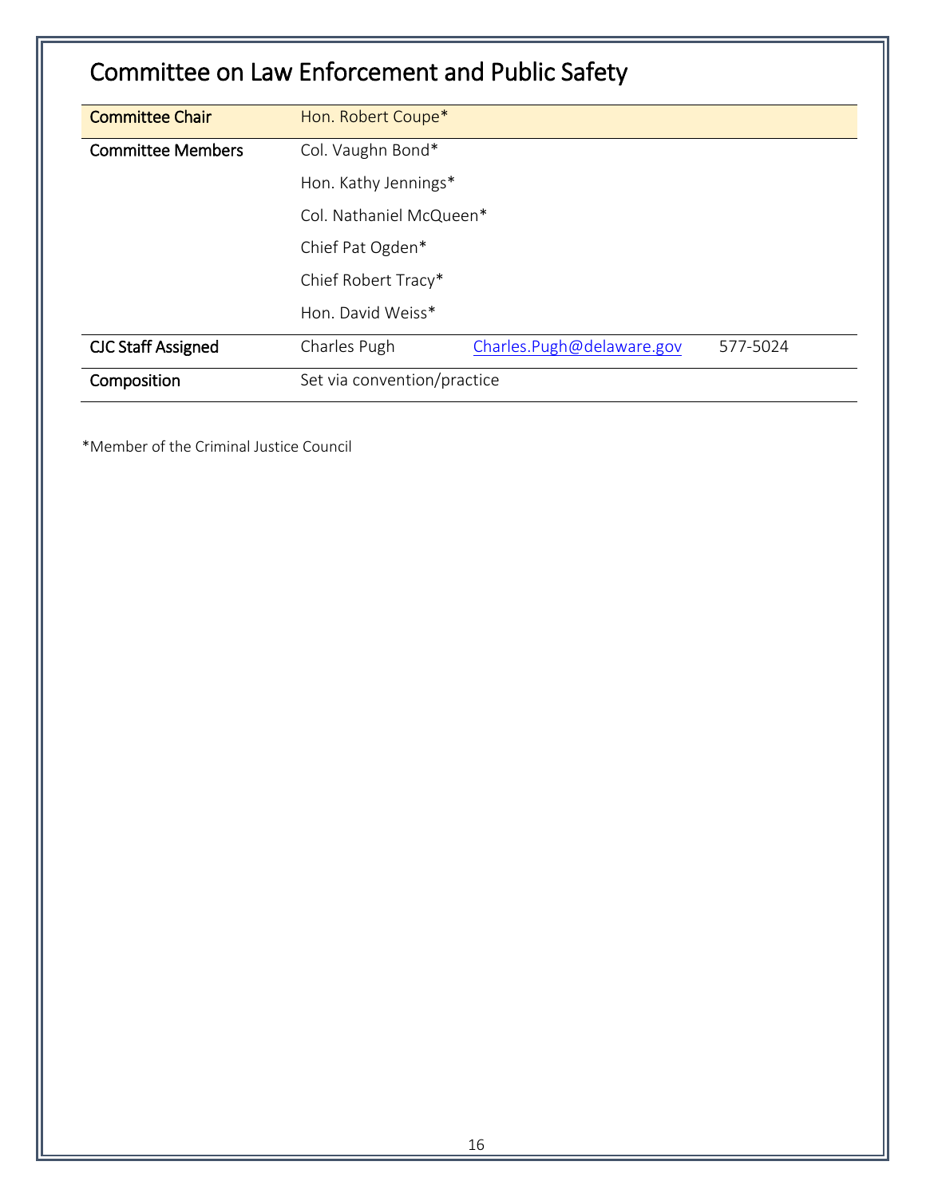# Committee on Law Enforcement and Public Safety

| | | | |
|---|---|---|---|
| Committee Chair | Hon. Robert Coupe* | | |
| Committee Members | Col. Vaughn Bond* | | |
| | Hon. Kathy Jennings* | | |
| | Col. Nathaniel McQueen* | | |
| | Chief Pat Ogden* | | |
| | Chief Robert Tracy* | | |
| | Hon. David Weiss* | | |
| CJC Staff Assigned | Charles Pugh | Charles.Pugh@delaware.gov | 577-5024 |
| Composition | Set via convention/practice | | |

*Member of the Criminal Justice Council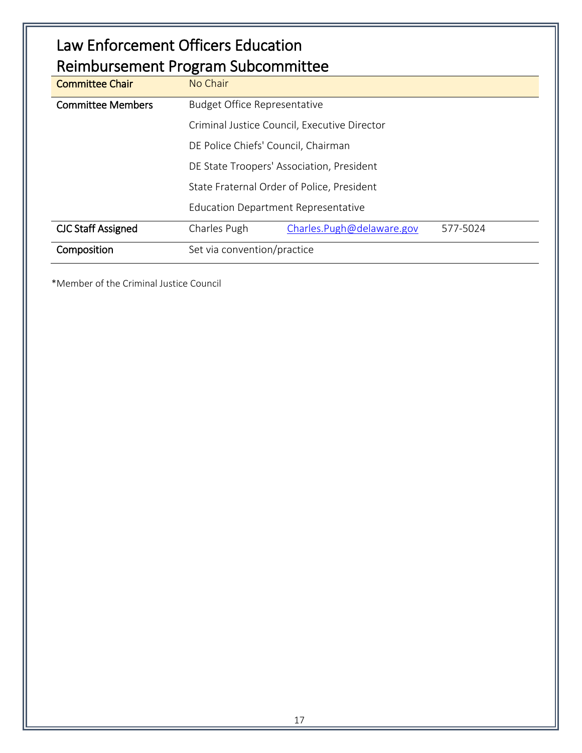# Law Enforcement Officers Education Reimbursement Program Subcommittee

| | | | |
|---|---|---|---|
| **Committee Chair** | No Chair | | |
| **Committee Members** | Budget Office Representative | | |
| | Criminal Justice Council, Executive Director | | |
| | DE Police Chiefs' Council, Chairman | | |
| | DE State Troopers' Association, President | | |
| | State Fraternal Order of Police, President | | |
| | Education Department Representative | | |
| **CJC Staff Assigned** | Charles Pugh | Charles.Pugh@delaware.gov | 577-5024 |
| **Composition** | Set via convention/practice | | |

*Member of the Criminal Justice Council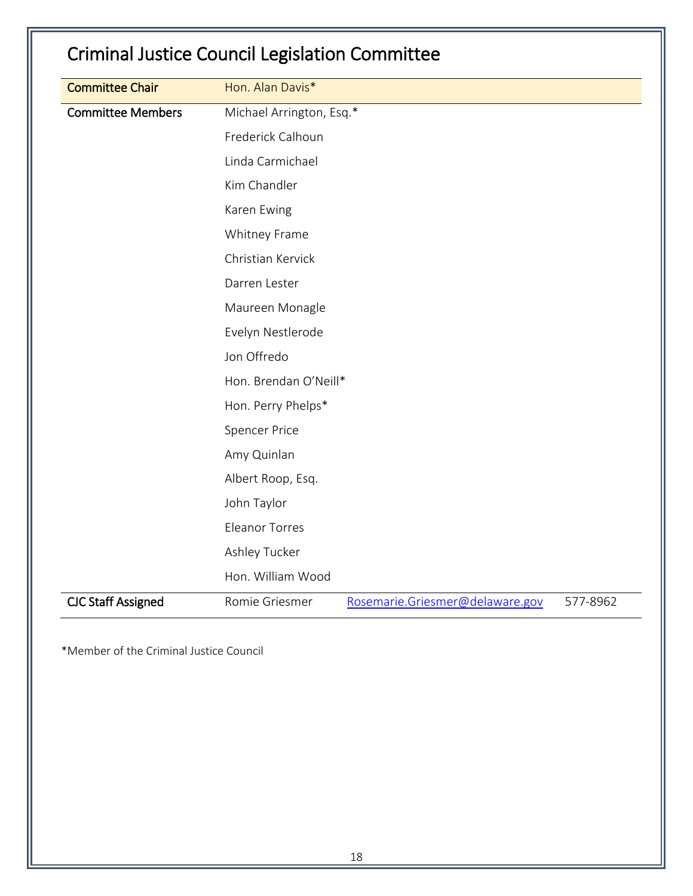# Criminal Justice Council Legislation Committee

| | | | |
|---|---|---|---|
| Committee Chair | Hon. Alan Davis* | | |
| Committee Members | Michael Arrington, Esq.* | | |
| | Frederick Calhoun | | |
| | Linda Carmichael | | |
| | Kim Chandler | | |
| | Karen Ewing | | |
| | Whitney Frame | | |
| | Christian Kervick | | |
| | Darren Lester | | |
| | Maureen Monagle | | |
| | Evelyn Nestlerode | | |
| | Jon Offredo | | |
| | Hon. Brendan O'Neill* | | |
| | Hon. Perry Phelps* | | |
| | Spencer Price | | |
| | Amy Quinlan | | |
| | Albert Roop, Esq. | | |
| | John Taylor | | |
| | Eleanor Torres | | |
| | Ashley Tucker | | |
| | Hon. William Wood | | |
| CJC Staff Assigned | Romie Griesmer | Rosemarie.Griesmer@delaware.gov | 577-8962 |

*Member of the Criminal Justice Council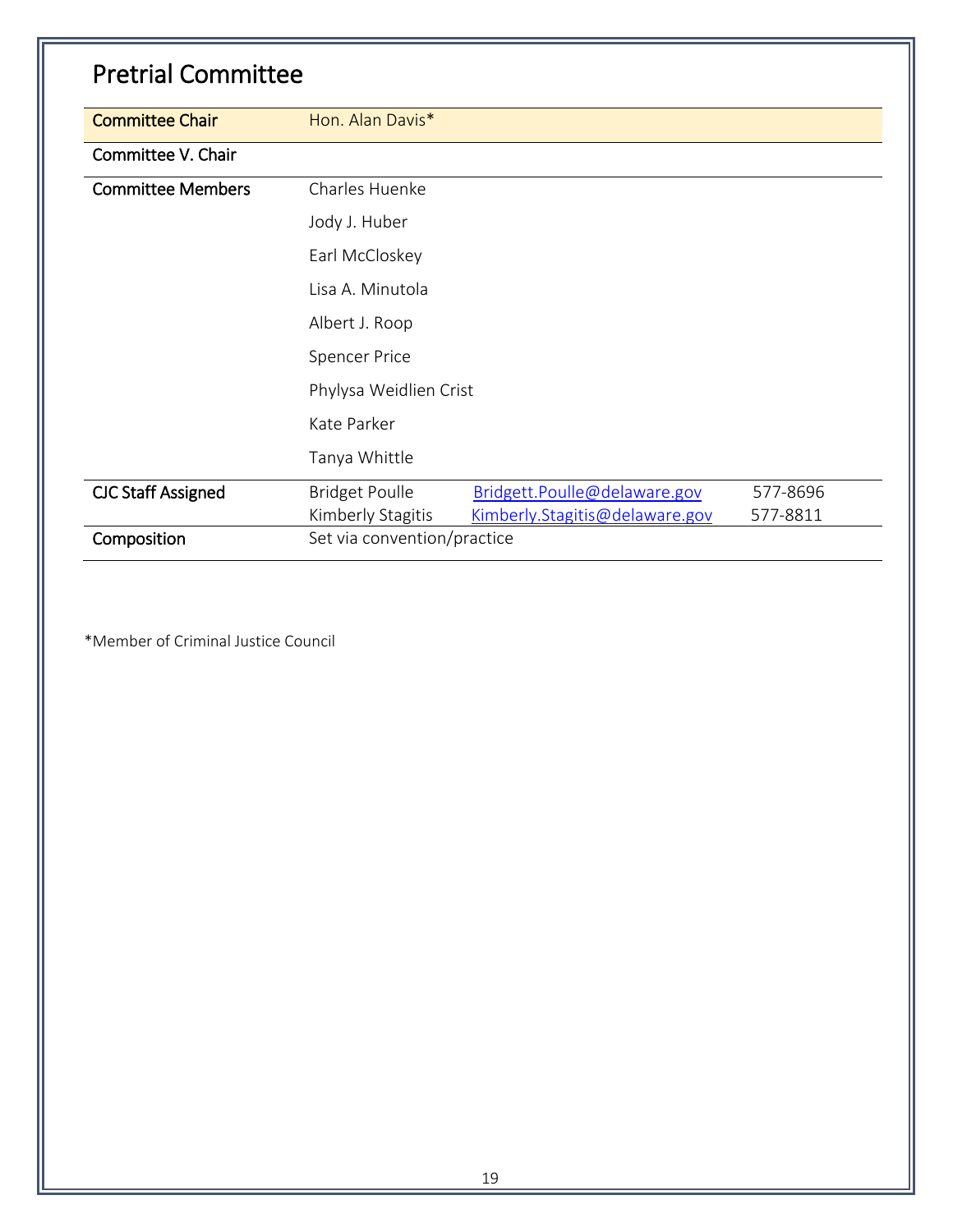# Pretrial Committee

| | |
|---|---|
| Committee Chair | Hon. Alan Davis* |
| Committee V. Chair | |
| Committee Members | Charles Huenke<br>Jody J. Huber<br>Earl McCloskey<br>Lisa A. Minutola<br>Albert J. Roop<br>Spencer Price<br>Phylysa Weidlien Crist<br>Kate Parker<br>Tanya Whittle |
| CJC Staff Assigned | Bridget Poulle — Bridgett.Poulle@delaware.gov — 577-8696<br>Kimberly Stagitis — Kimberly.Stagitis@delaware.gov — 577-8811 |
| Composition | Set via convention/practice |

*Member of Criminal Justice Council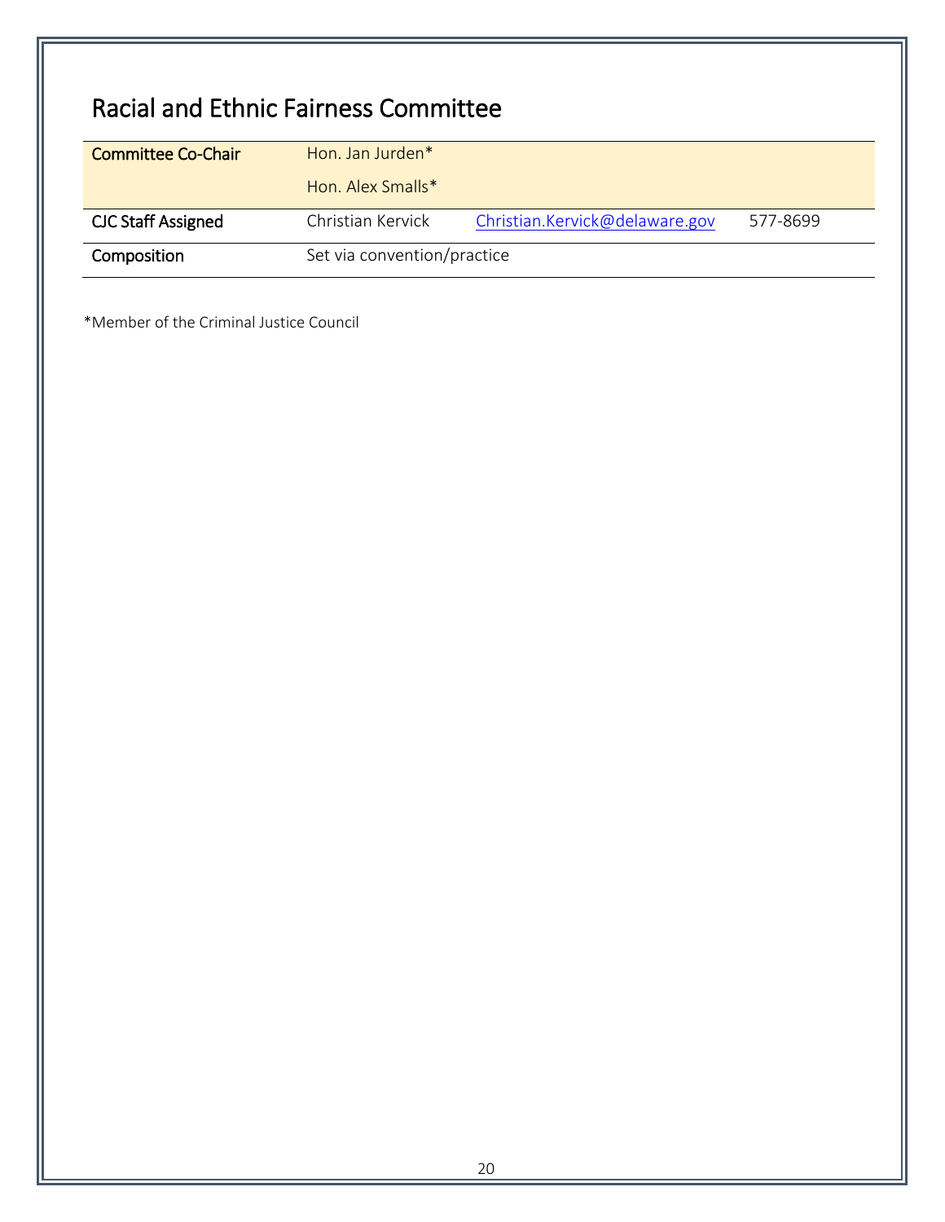# Racial and Ethnic Fairness Committee

| | | | |
|---|---|---|---|
| **Committee Co-Chair** | Hon. Jan Jurden* | | |
| | Hon. Alex Smalls* | | |
| **CJC Staff Assigned** | Christian Kervick | Christian.Kervick@delaware.gov | 577-8699 |
| **Composition** | Set via convention/practice | | |

*Member of the Criminal Justice Council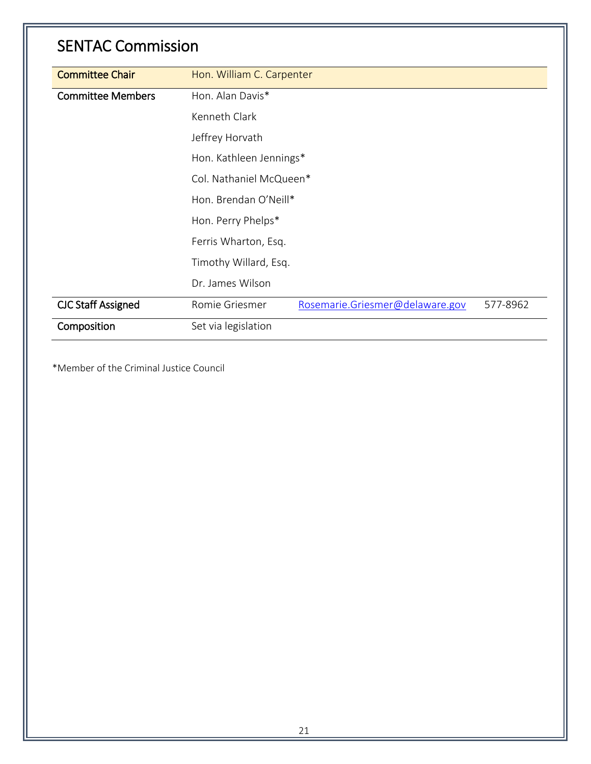# SENTAC Commission

| | | | |
|---|---|---|---|
| Committee Chair | Hon. William C. Carpenter | | |
| Committee Members | Hon. Alan Davis* | | |
| | Kenneth Clark | | |
| | Jeffrey Horvath | | |
| | Hon. Kathleen Jennings* | | |
| | Col. Nathaniel McQueen* | | |
| | Hon. Brendan O'Neill* | | |
| | Hon. Perry Phelps* | | |
| | Ferris Wharton, Esq. | | |
| | Timothy Willard, Esq. | | |
| | Dr. James Wilson | | |
| CJC Staff Assigned | Romie Griesmer | Rosemarie.Griesmer@delaware.gov | 577-8962 |
| Composition | Set via legislation | | |

*Member of the Criminal Justice Council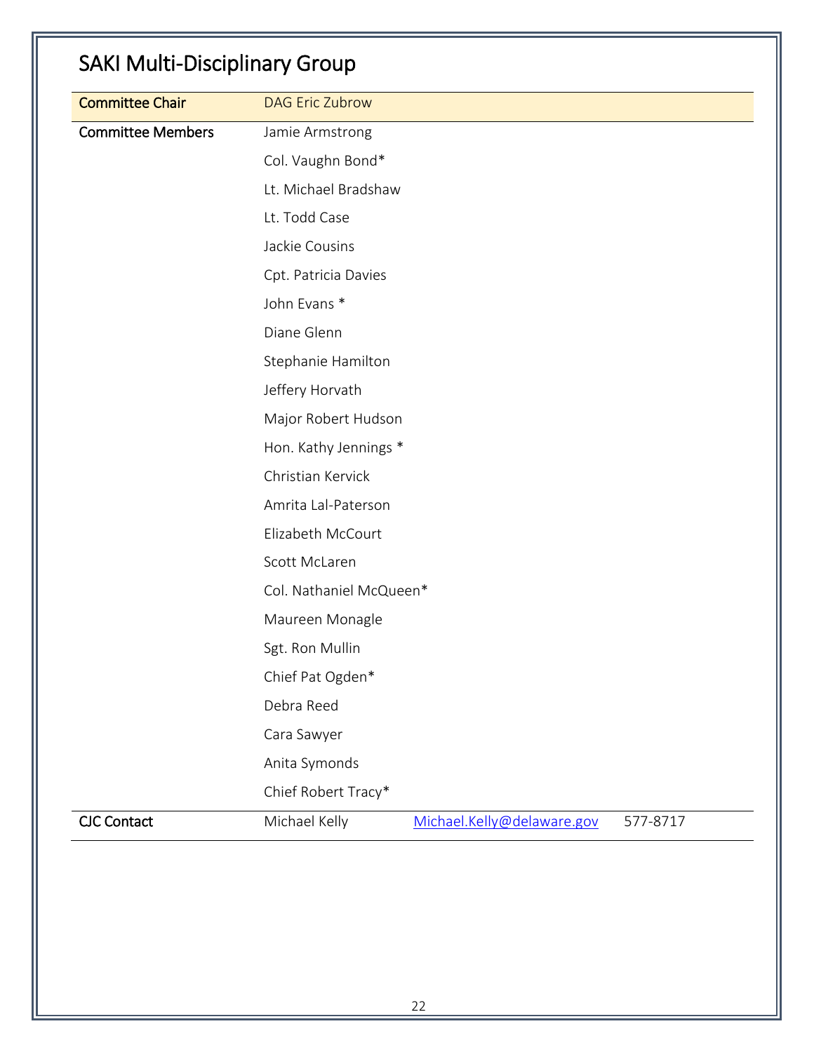# SAKI Multi-Disciplinary Group

| | | | |
|---|---|---|---|
| Committee Chair | DAG Eric Zubrow | | |
| Committee Members | Jamie Armstrong | | |
| | Col. Vaughn Bond* | | |
| | Lt. Michael Bradshaw | | |
| | Lt. Todd Case | | |
| | Jackie Cousins | | |
| | Cpt. Patricia Davies | | |
| | John Evans * | | |
| | Diane Glenn | | |
| | Stephanie Hamilton | | |
| | Jeffery Horvath | | |
| | Major Robert Hudson | | |
| | Hon. Kathy Jennings * | | |
| | Christian Kervick | | |
| | Amrita Lal-Paterson | | |
| | Elizabeth McCourt | | |
| | Scott McLaren | | |
| | Col. Nathaniel McQueen* | | |
| | Maureen Monagle | | |
| | Sgt. Ron Mullin | | |
| | Chief Pat Ogden* | | |
| | Debra Reed | | |
| | Cara Sawyer | | |
| | Anita Symonds | | |
| | Chief Robert Tracy* | | |
| CJC Contact | Michael Kelly | Michael.Kelly@delaware.gov | 577-8717 |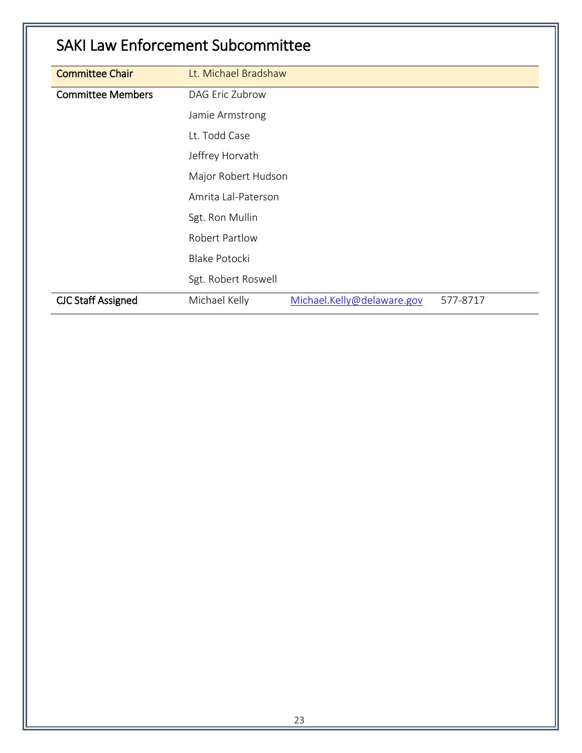# SAKI Law Enforcement Subcommittee

| | | | |
|---|---|---|---|
| Committee Chair | Lt. Michael Bradshaw | | |
| Committee Members | DAG Eric Zubrow | | |
| | Jamie Armstrong | | |
| | Lt. Todd Case | | |
| | Jeffrey Horvath | | |
| | Major Robert Hudson | | |
| | Amrita Lal-Paterson | | |
| | Sgt. Ron Mullin | | |
| | Robert Partlow | | |
| | Blake Potocki | | |
| | Sgt. Robert Roswell | | |
| CJC Staff Assigned | Michael Kelly | Michael.Kelly@delaware.gov | 577-8717 |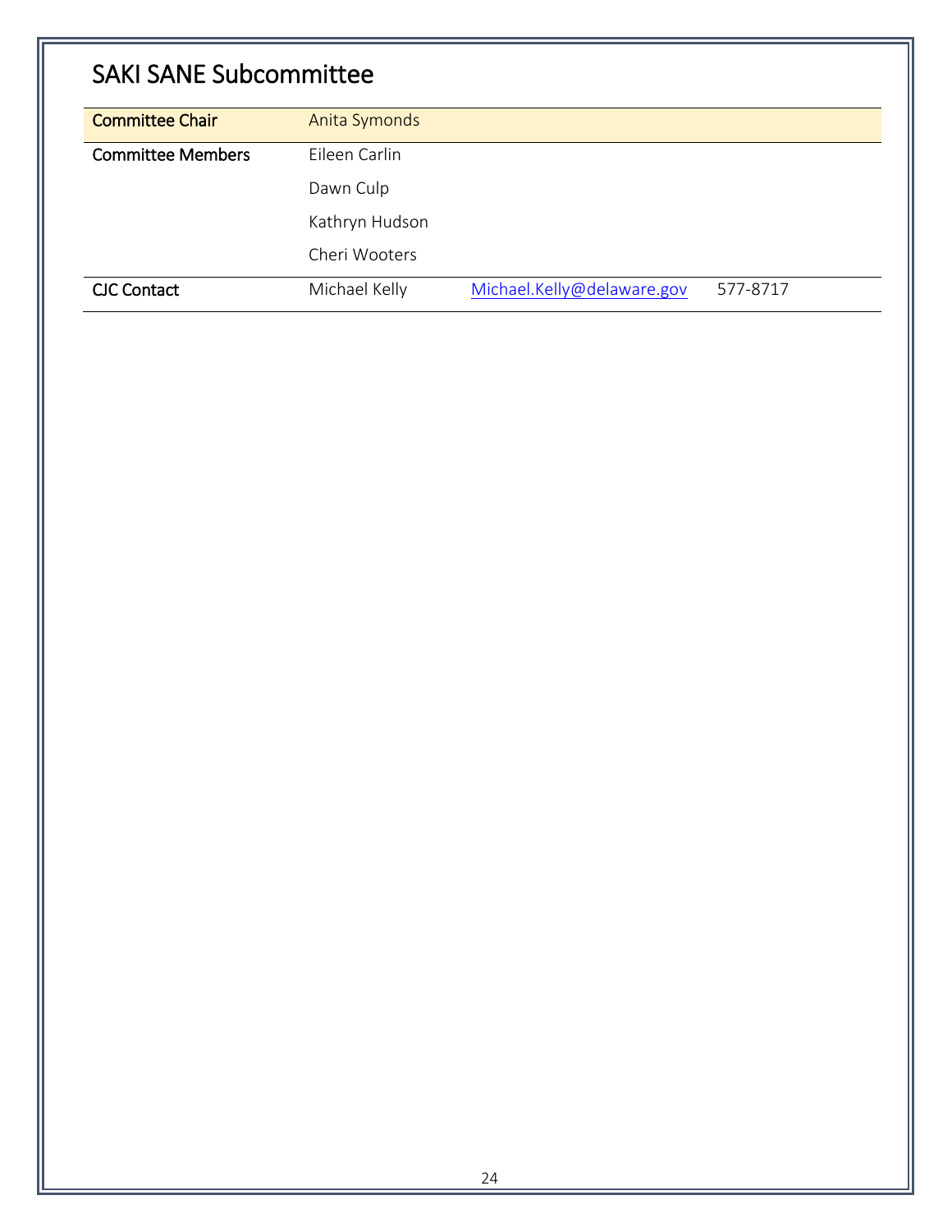## SAKI SANE Subcommittee

| | | | |
|---|---|---|---|
| Committee Chair | Anita Symonds | | |
| Committee Members | Eileen Carlin | | |
| | Dawn Culp | | |
| | Kathryn Hudson | | |
| | Cheri Wooters | | |
| CJC Contact | Michael Kelly | Michael.Kelly@delaware.gov | 577-8717 |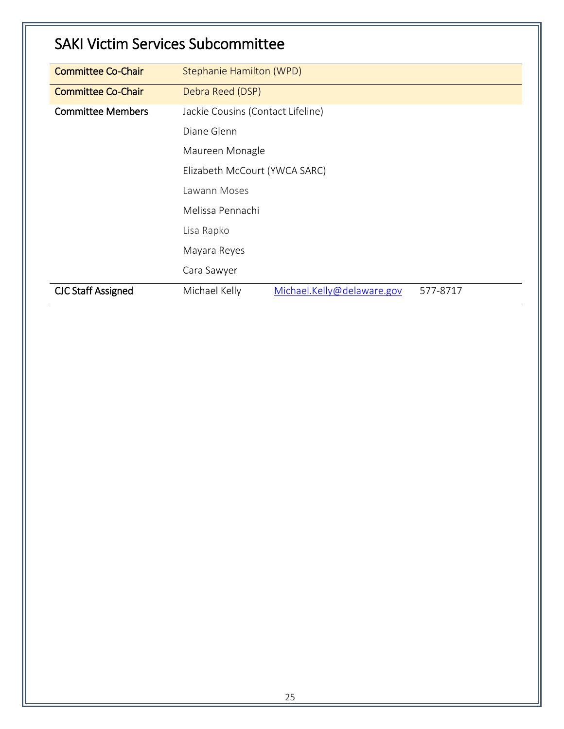# SAKI Victim Services Subcommittee

| | | | |
|---|---|---|---|
| **Committee Co-Chair** | Stephanie Hamilton (WPD) | | |
| **Committee Co-Chair** | Debra Reed (DSP) | | |
| **Committee Members** | Jackie Cousins (Contact Lifeline) | | |
| | Diane Glenn | | |
| | Maureen Monagle | | |
| | Elizabeth McCourt (YWCA SARC) | | |
| | Lawann Moses | | |
| | Melissa Pennachi | | |
| | Lisa Rapko | | |
| | Mayara Reyes | | |
| | Cara Sawyer | | |
| **CJC Staff Assigned** | Michael Kelly | Michael.Kelly@delaware.gov | 577-8717 |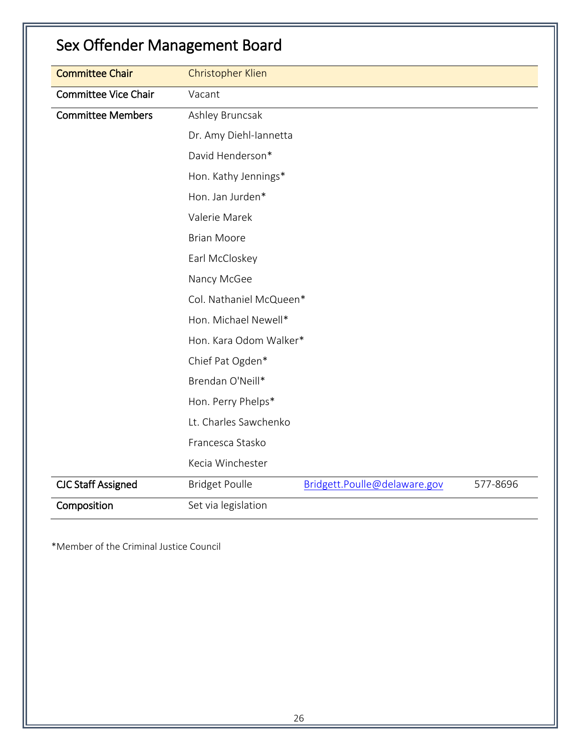# Sex Offender Management Board

| | | | |
|---|---|---|---|
| Committee Chair | Christopher Klien | | |
| Committee Vice Chair | Vacant | | |
| Committee Members | Ashley Bruncsak | | |
| | Dr. Amy Diehl-Iannetta | | |
| | David Henderson* | | |
| | Hon. Kathy Jennings* | | |
| | Hon. Jan Jurden* | | |
| | Valerie Marek | | |
| | Brian Moore | | |
| | Earl McCloskey | | |
| | Nancy McGee | | |
| | Col. Nathaniel McQueen* | | |
| | Hon. Michael Newell* | | |
| | Hon. Kara Odom Walker* | | |
| | Chief Pat Ogden* | | |
| | Brendan O'Neill* | | |
| | Hon. Perry Phelps* | | |
| | Lt. Charles Sawchenko | | |
| | Francesca Stasko | | |
| | Kecia Winchester | | |
| CJC Staff Assigned | Bridget Poulle | Bridgett.Poulle@delaware.gov | 577-8696 |
| Composition | Set via legislation | | |

*Member of the Criminal Justice Council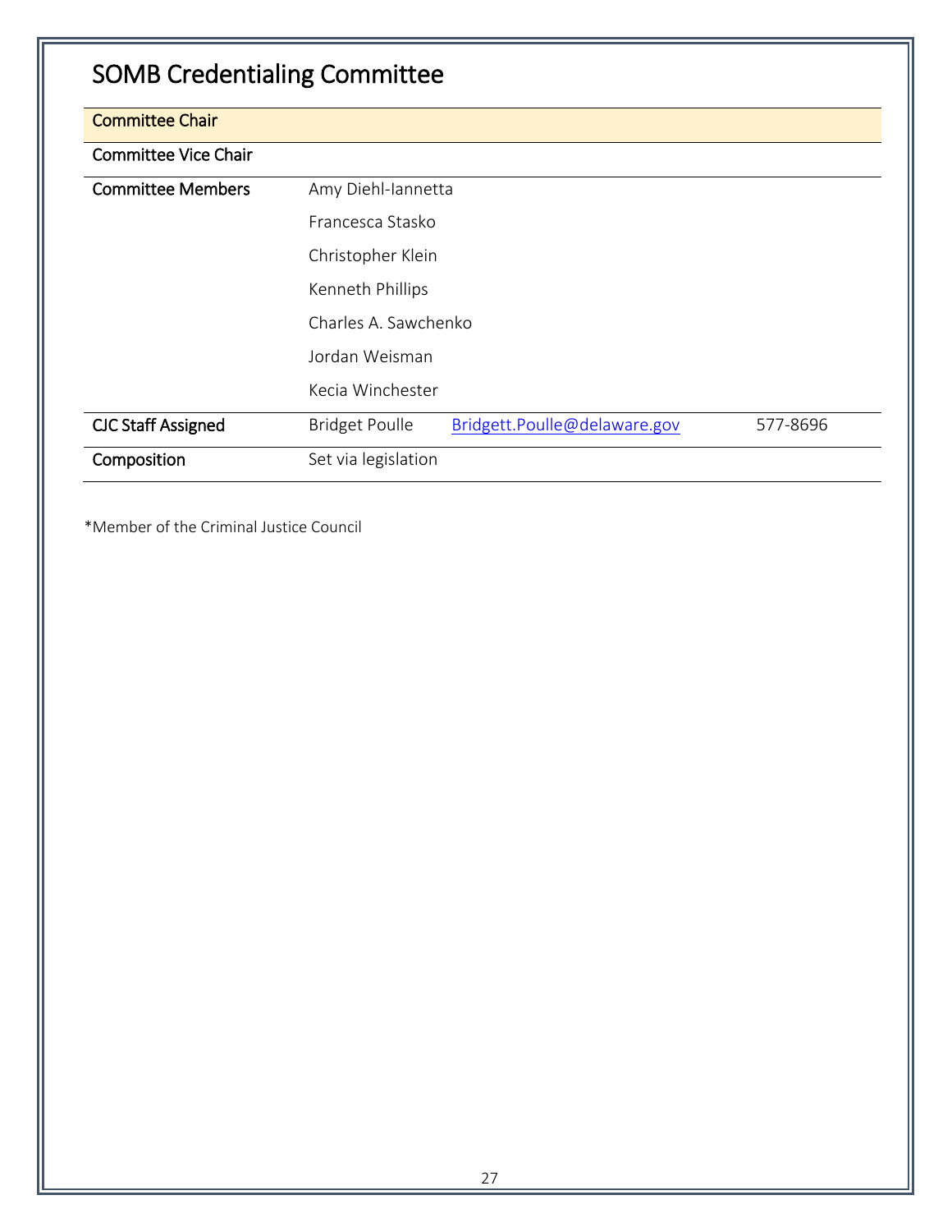# SOMB Credentialing Committee

| | | | |
|---|---|---|---|
| Committee Chair | | | |
| Committee Vice Chair | | | |
| Committee Members | Amy Diehl-Iannetta | | |
| | Francesca Stasko | | |
| | Christopher Klein | | |
| | Kenneth Phillips | | |
| | Charles A. Sawchenko | | |
| | Jordan Weisman | | |
| | Kecia Winchester | | |
| CJC Staff Assigned | Bridget Poulle | Bridgett.Poulle@delaware.gov | 577-8696 |
| Composition | Set via legislation | | |

*Member of the Criminal Justice Council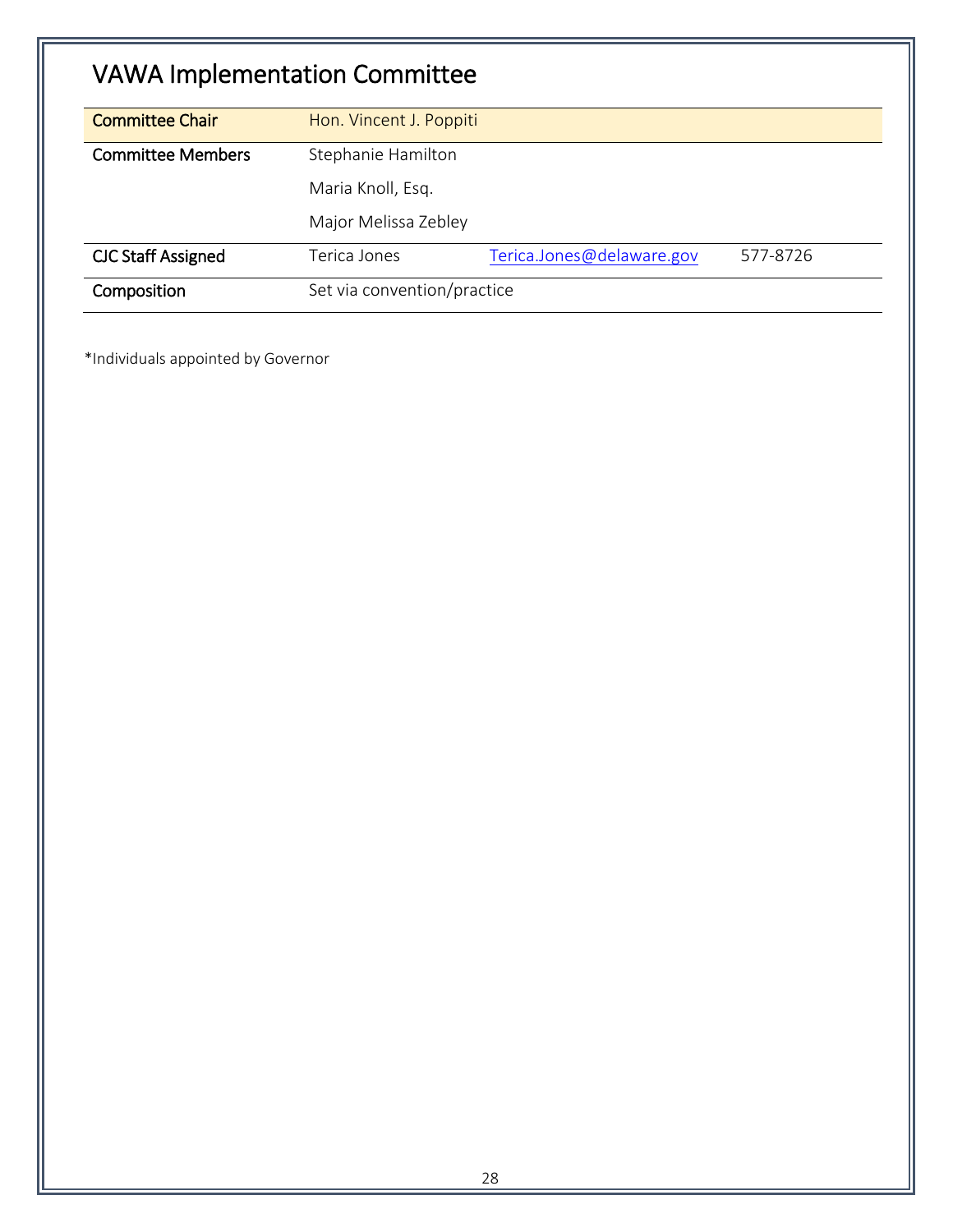# VAWA Implementation Committee

| | | | |
|---|---|---|---|
| Committee Chair | Hon. Vincent J. Poppiti | | |
| Committee Members | Stephanie Hamilton | | |
| | Maria Knoll, Esq. | | |
| | Major Melissa Zebley | | |
| CJC Staff Assigned | Terica Jones | Terica.Jones@delaware.gov | 577-8726 |
| Composition | Set via convention/practice | | |

*Individuals appointed by Governor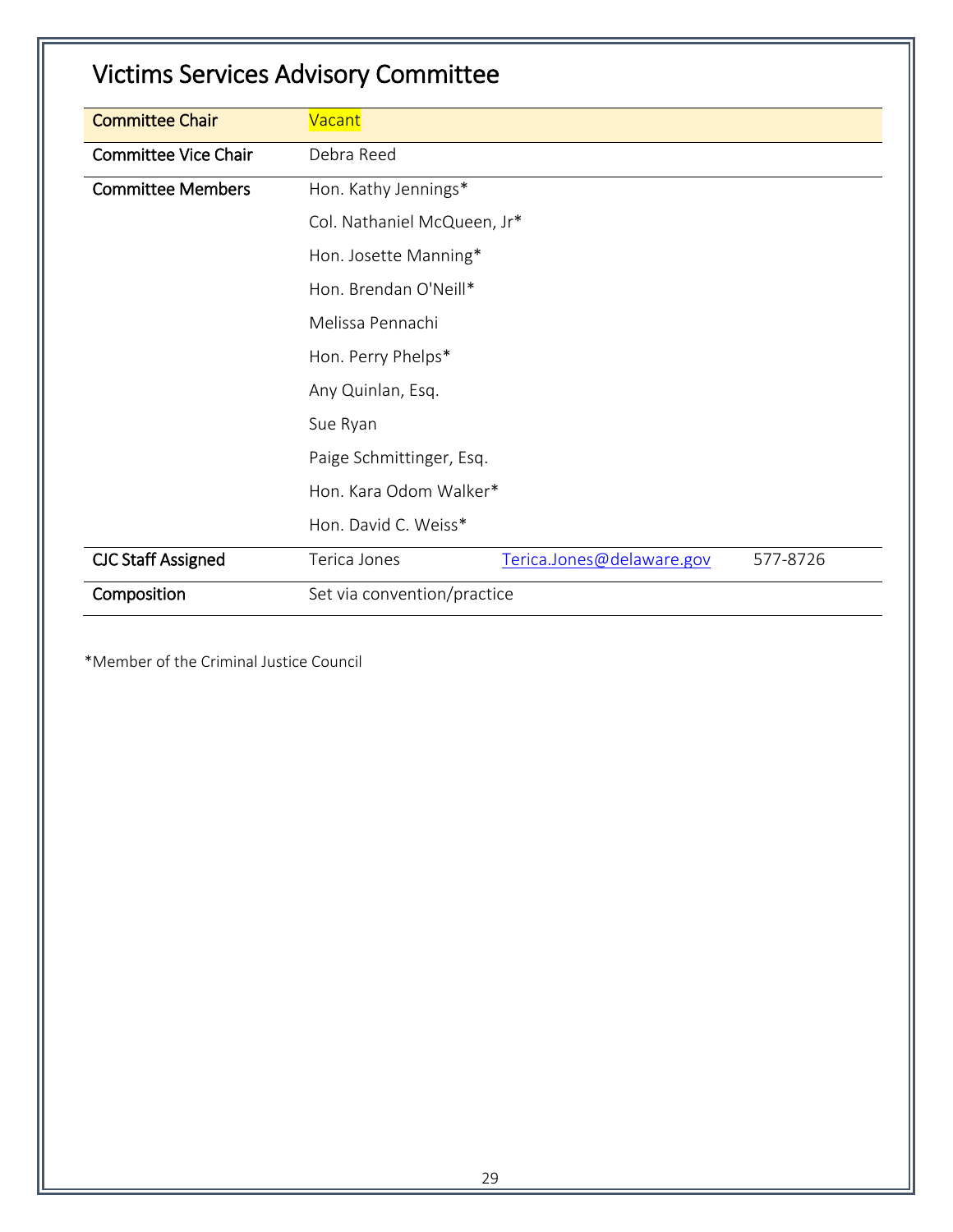# Victims Services Advisory Committee

| | | | |
|---|---|---|---|
| Committee Chair | Vacant | | |
| Committee Vice Chair | Debra Reed | | |
| Committee Members | Hon. Kathy Jennings* | | |
| | Col. Nathaniel McQueen, Jr* | | |
| | Hon. Josette Manning* | | |
| | Hon. Brendan O'Neill* | | |
| | Melissa Pennachi | | |
| | Hon. Perry Phelps* | | |
| | Any Quinlan, Esq. | | |
| | Sue Ryan | | |
| | Paige Schmittinger, Esq. | | |
| | Hon. Kara Odom Walker* | | |
| | Hon. David C. Weiss* | | |
| CJC Staff Assigned | Terica Jones | Terica.Jones@delaware.gov | 577-8726 |
| Composition | Set via convention/practice | | |

*Member of the Criminal Justice Council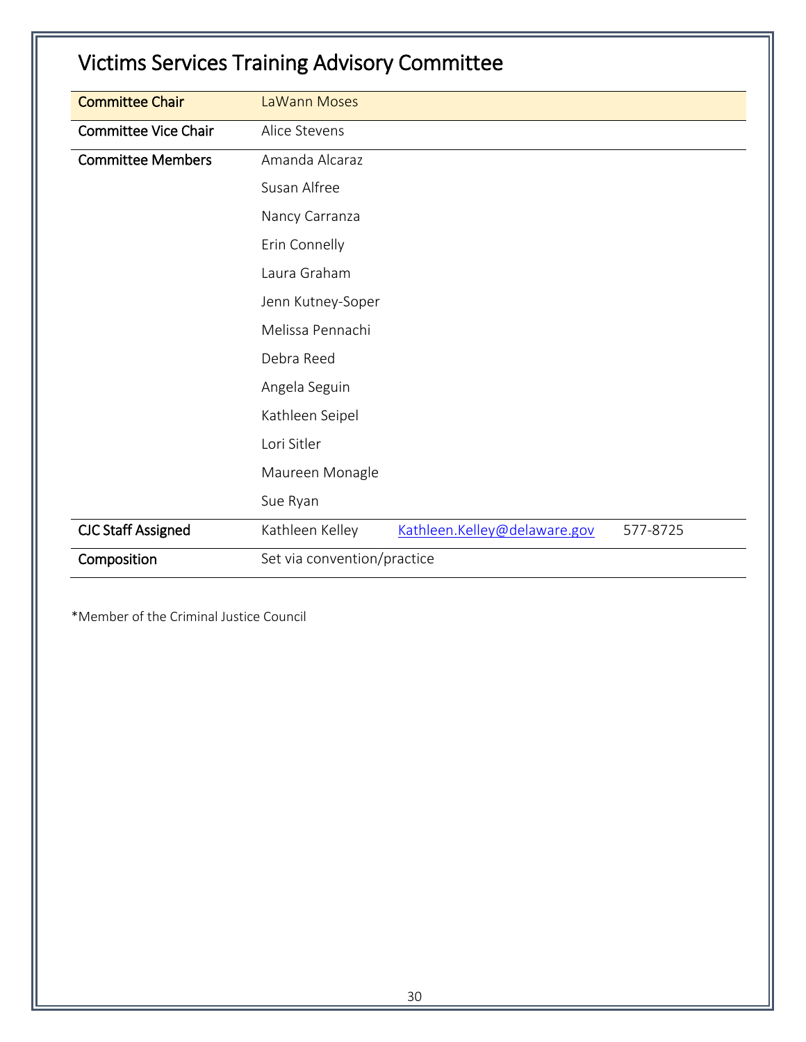# Victims Services Training Advisory Committee

| | | | |
|---|---|---|---|
| Committee Chair | LaWann Moses | | |
| Committee Vice Chair | Alice Stevens | | |
| Committee Members | Amanda Alcaraz | | |
| | Susan Alfree | | |
| | Nancy Carranza | | |
| | Erin Connelly | | |
| | Laura Graham | | |
| | Jenn Kutney-Soper | | |
| | Melissa Pennachi | | |
| | Debra Reed | | |
| | Angela Seguin | | |
| | Kathleen Seipel | | |
| | Lori Sitler | | |
| | Maureen Monagle | | |
| | Sue Ryan | | |
| CJC Staff Assigned | Kathleen Kelley | Kathleen.Kelley@delaware.gov | 577-8725 |
| Composition | Set via convention/practice | | |

*Member of the Criminal Justice Council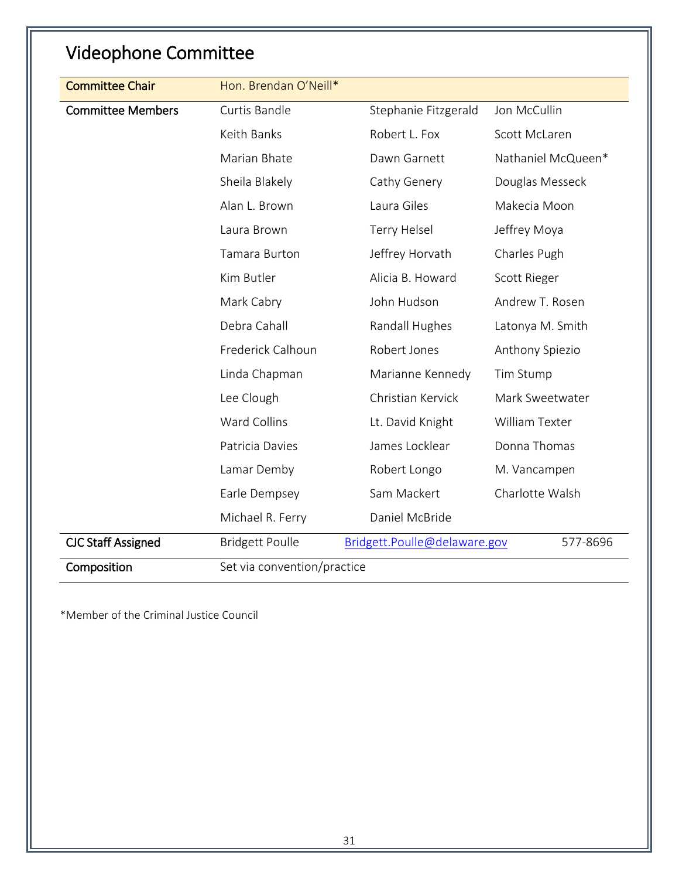## Videophone Committee

| | | | |
|---|---|---|---|
| Committee Chair | Hon. Brendan O'Neill* | | |
| Committee Members | Curtis Bandle | Stephanie Fitzgerald | Jon McCullin |
| | Keith Banks | Robert L. Fox | Scott McLaren |
| | Marian Bhate | Dawn Garnett | Nathaniel McQueen* |
| | Sheila Blakely | Cathy Genery | Douglas Messeck |
| | Alan L. Brown | Laura Giles | Makecia Moon |
| | Laura Brown | Terry Helsel | Jeffrey Moya |
| | Tamara Burton | Jeffrey Horvath | Charles Pugh |
| | Kim Butler | Alicia B. Howard | Scott Rieger |
| | Mark Cabry | John Hudson | Andrew T. Rosen |
| | Debra Cahall | Randall Hughes | Latonya M. Smith |
| | Frederick Calhoun | Robert Jones | Anthony Spiezio |
| | Linda Chapman | Marianne Kennedy | Tim Stump |
| | Lee Clough | Christian Kervick | Mark Sweetwater |
| | Ward Collins | Lt. David Knight | William Texter |
| | Patricia Davies | James Locklear | Donna Thomas |
| | Lamar Demby | Robert Longo | M. Vancampen |
| | Earle Dempsey | Sam Mackert | Charlotte Walsh |
| | Michael R. Ferry | Daniel McBride | |
| CJC Staff Assigned | Bridgett Poulle | Bridgett.Poulle@delaware.gov | 577-8696 |
| Composition | Set via convention/practice | | |

*Member of the Criminal Justice Council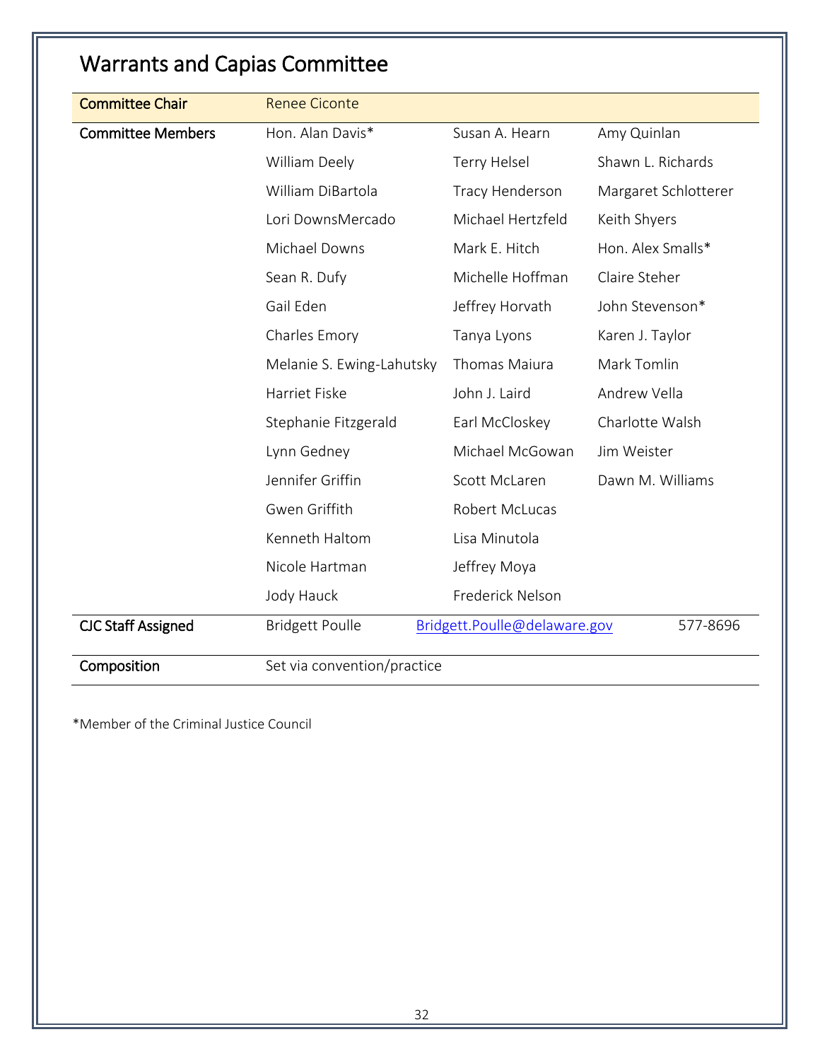# Warrants and Capias Committee

| | | | |
|---|---|---|---|
| Committee Chair | Renee Ciconte | | |
| Committee Members | Hon. Alan Davis* | Susan A. Hearn | Amy Quinlan |
| | William Deely | Terry Helsel | Shawn L. Richards |
| | William DiBartola | Tracy Henderson | Margaret Schlotterer |
| | Lori DownsMercado | Michael Hertzfeld | Keith Shyers |
| | Michael Downs | Mark E. Hitch | Hon. Alex Smalls* |
| | Sean R. Dufy | Michelle Hoffman | Claire Steher |
| | Gail Eden | Jeffrey Horvath | John Stevenson* |
| | Charles Emory | Tanya Lyons | Karen J. Taylor |
| | Melanie S. Ewing-Lahutsky | Thomas Maiura | Mark Tomlin |
| | Harriet Fiske | John J. Laird | Andrew Vella |
| | Stephanie Fitzgerald | Earl McCloskey | Charlotte Walsh |
| | Lynn Gedney | Michael McGowan | Jim Weister |
| | Jennifer Griffin | Scott McLaren | Dawn M. Williams |
| | Gwen Griffith | Robert McLucas | |
| | Kenneth Haltom | Lisa Minutola | |
| | Nicole Hartman | Jeffrey Moya | |
| | Jody Hauck | Frederick Nelson | |
| CJC Staff Assigned | Bridgett Poulle | Bridgett.Poulle@delaware.gov | 577-8696 |
| Composition | Set via convention/practice | | |

*Member of the Criminal Justice Council